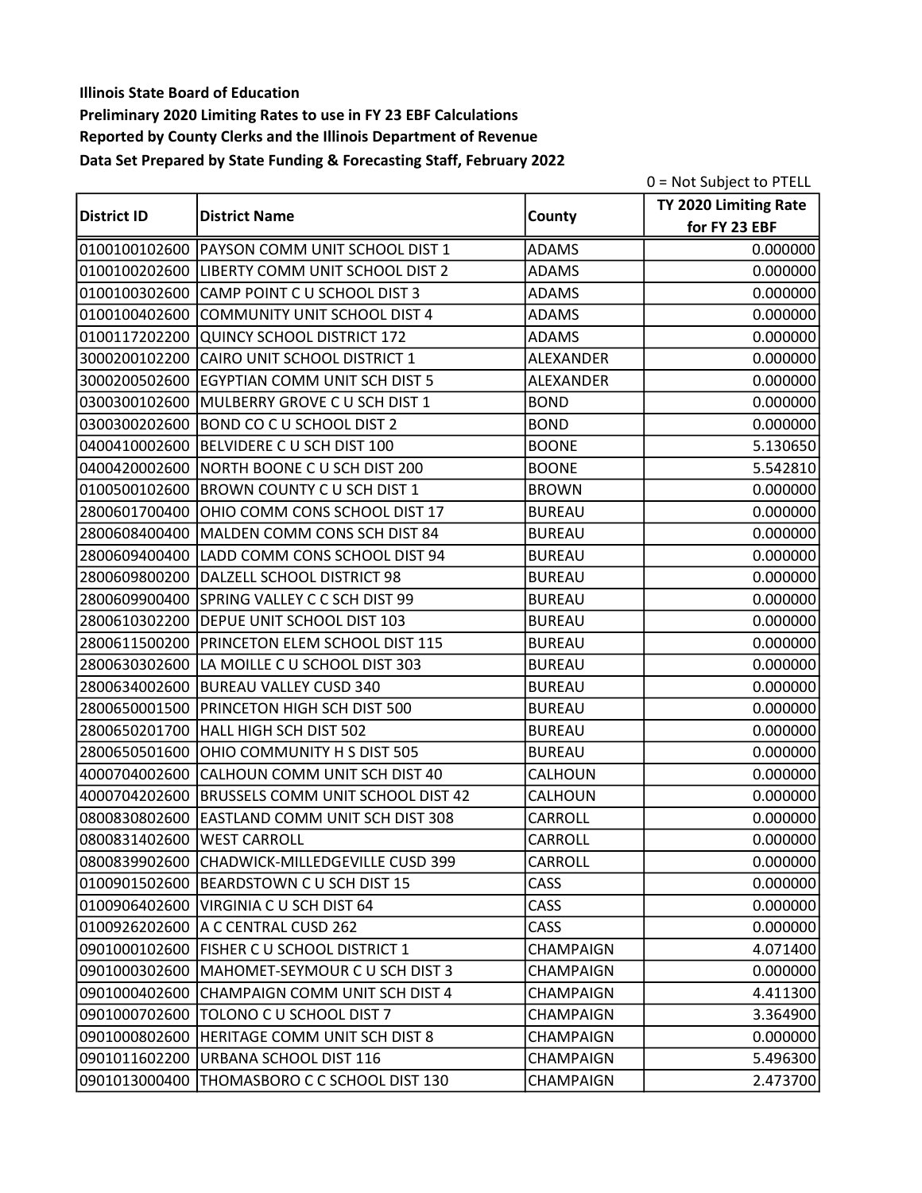**Illinois State Board of Education**
**Preliminary 2020 Limiting Rates to use in FY 23 EBF Calculations**
**Reported by County Clerks and the Illinois Department of Revenue**
**Data Set Prepared by State Funding & Forecasting Staff, February 2022**

0 = Not Subject to PTELL

| District ID | District Name | County | TY 2020 Limiting Rate for FY 23 EBF |
|---|---|---|---|
| 0100100102600 | PAYSON COMM UNIT SCHOOL DIST 1 | ADAMS | 0.000000 |
| 0100100202600 | LIBERTY COMM UNIT SCHOOL DIST 2 | ADAMS | 0.000000 |
| 0100100302600 | CAMP POINT C U SCHOOL DIST 3 | ADAMS | 0.000000 |
| 0100100402600 | COMMUNITY UNIT SCHOOL DIST 4 | ADAMS | 0.000000 |
| 0100117202200 | QUINCY SCHOOL DISTRICT 172 | ADAMS | 0.000000 |
| 3000200102200 | CAIRO UNIT SCHOOL DISTRICT 1 | ALEXANDER | 0.000000 |
| 3000200502600 | EGYPTIAN COMM UNIT SCH DIST 5 | ALEXANDER | 0.000000 |
| 0300300102600 | MULBERRY GROVE C U SCH DIST 1 | BOND | 0.000000 |
| 0300300202600 | BOND CO C U SCHOOL DIST 2 | BOND | 0.000000 |
| 0400410002600 | BELVIDERE C U SCH DIST 100 | BOONE | 5.130650 |
| 0400420002600 | NORTH BOONE C U SCH DIST 200 | BOONE | 5.542810 |
| 0100500102600 | BROWN COUNTY C U SCH DIST 1 | BROWN | 0.000000 |
| 2800601700400 | OHIO COMM CONS SCHOOL DIST 17 | BUREAU | 0.000000 |
| 2800608400400 | MALDEN COMM CONS SCH DIST 84 | BUREAU | 0.000000 |
| 2800609400400 | LADD COMM CONS SCHOOL DIST 94 | BUREAU | 0.000000 |
| 2800609800200 | DALZELL SCHOOL DISTRICT 98 | BUREAU | 0.000000 |
| 2800609900400 | SPRING VALLEY C C SCH DIST 99 | BUREAU | 0.000000 |
| 2800610302200 | DEPUE UNIT SCHOOL DIST 103 | BUREAU | 0.000000 |
| 2800611500200 | PRINCETON ELEM SCHOOL DIST 115 | BUREAU | 0.000000 |
| 2800630302600 | LA MOILLE C U SCHOOL DIST 303 | BUREAU | 0.000000 |
| 2800634002600 | BUREAU VALLEY CUSD 340 | BUREAU | 0.000000 |
| 2800650001500 | PRINCETON HIGH SCH DIST 500 | BUREAU | 0.000000 |
| 2800650201700 | HALL HIGH SCH DIST 502 | BUREAU | 0.000000 |
| 2800650501600 | OHIO COMMUNITY H S DIST 505 | BUREAU | 0.000000 |
| 4000704002600 | CALHOUN COMM UNIT SCH DIST 40 | CALHOUN | 0.000000 |
| 4000704202600 | BRUSSELS COMM UNIT SCHOOL DIST 42 | CALHOUN | 0.000000 |
| 0800830802600 | EASTLAND COMM UNIT SCH DIST 308 | CARROLL | 0.000000 |
| 0800831402600 | WEST CARROLL | CARROLL | 0.000000 |
| 0800839902600 | CHADWICK-MILLEDGEVILLE CUSD 399 | CARROLL | 0.000000 |
| 0100901502600 | BEARDSTOWN C U SCH DIST 15 | CASS | 0.000000 |
| 0100906402600 | VIRGINIA C U SCH DIST 64 | CASS | 0.000000 |
| 0100926202600 | A C CENTRAL CUSD 262 | CASS | 0.000000 |
| 0901000102600 | FISHER C U SCHOOL DISTRICT 1 | CHAMPAIGN | 4.071400 |
| 0901000302600 | MAHOMET-SEYMOUR C U SCH DIST 3 | CHAMPAIGN | 0.000000 |
| 0901000402600 | CHAMPAIGN COMM UNIT SCH DIST 4 | CHAMPAIGN | 4.411300 |
| 0901000702600 | TOLONO C U SCHOOL DIST 7 | CHAMPAIGN | 3.364900 |
| 0901000802600 | HERITAGE COMM UNIT SCH DIST 8 | CHAMPAIGN | 0.000000 |
| 0901011602200 | URBANA SCHOOL DIST 116 | CHAMPAIGN | 5.496300 |
| 0901013000400 | THOMASBORO C C SCHOOL DIST 130 | CHAMPAIGN | 2.473700 |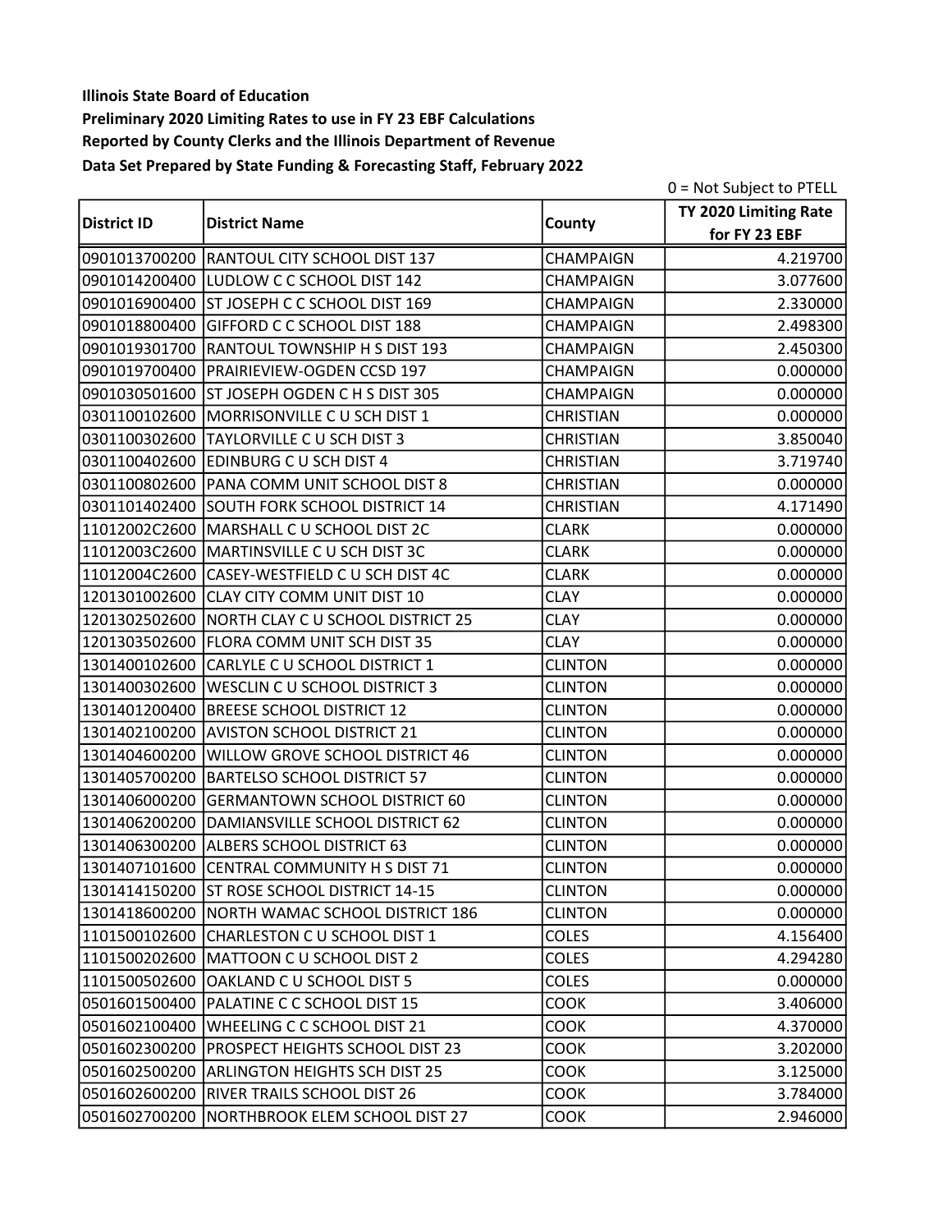**Illinois State Board of Education**
**Preliminary 2020 Limiting Rates to use in FY 23 EBF Calculations**
**Reported by County Clerks and the Illinois Department of Revenue**
**Data Set Prepared by State Funding & Forecasting Staff, February 2022**

0 = Not Subject to PTELL

| District ID | District Name | County | TY 2020 Limiting Rate for FY 23 EBF |
|---|---|---|---|
| 0901013700200 | RANTOUL CITY SCHOOL DIST 137 | CHAMPAIGN | 4.219700 |
| 0901014200400 | LUDLOW C C SCHOOL DIST 142 | CHAMPAIGN | 3.077600 |
| 0901016900400 | ST JOSEPH C C SCHOOL DIST 169 | CHAMPAIGN | 2.330000 |
| 0901018800400 | GIFFORD C C SCHOOL DIST 188 | CHAMPAIGN | 2.498300 |
| 0901019301700 | RANTOUL TOWNSHIP H S DIST 193 | CHAMPAIGN | 2.450300 |
| 0901019700400 | PRAIRIEVIEW-OGDEN CCSD 197 | CHAMPAIGN | 0.000000 |
| 0901030501600 | ST JOSEPH OGDEN C H S DIST 305 | CHAMPAIGN | 0.000000 |
| 0301100102600 | MORRISONVILLE C U SCH DIST 1 | CHRISTIAN | 0.000000 |
| 0301100302600 | TAYLORVILLE C U SCH DIST 3 | CHRISTIAN | 3.850040 |
| 0301100402600 | EDINBURG C U SCH DIST 4 | CHRISTIAN | 3.719740 |
| 0301100802600 | PANA COMM UNIT SCHOOL DIST 8 | CHRISTIAN | 0.000000 |
| 0301101402400 | SOUTH FORK SCHOOL DISTRICT 14 | CHRISTIAN | 4.171490 |
| 11012002C2600 | MARSHALL C U SCHOOL DIST 2C | CLARK | 0.000000 |
| 11012003C2600 | MARTINSVILLE C U SCH DIST 3C | CLARK | 0.000000 |
| 11012004C2600 | CASEY-WESTFIELD C U SCH DIST 4C | CLARK | 0.000000 |
| 1201301002600 | CLAY CITY COMM UNIT DIST 10 | CLAY | 0.000000 |
| 1201302502600 | NORTH CLAY C U SCHOOL DISTRICT 25 | CLAY | 0.000000 |
| 1201303502600 | FLORA COMM UNIT SCH DIST 35 | CLAY | 0.000000 |
| 1301400102600 | CARLYLE C U SCHOOL DISTRICT 1 | CLINTON | 0.000000 |
| 1301400302600 | WESCLIN C U SCHOOL DISTRICT 3 | CLINTON | 0.000000 |
| 1301401200400 | BREESE SCHOOL DISTRICT 12 | CLINTON | 0.000000 |
| 1301402100200 | AVISTON SCHOOL DISTRICT 21 | CLINTON | 0.000000 |
| 1301404600200 | WILLOW GROVE SCHOOL DISTRICT 46 | CLINTON | 0.000000 |
| 1301405700200 | BARTELSO SCHOOL DISTRICT 57 | CLINTON | 0.000000 |
| 1301406000200 | GERMANTOWN SCHOOL DISTRICT 60 | CLINTON | 0.000000 |
| 1301406200200 | DAMIANSVILLE SCHOOL DISTRICT 62 | CLINTON | 0.000000 |
| 1301406300200 | ALBERS SCHOOL DISTRICT 63 | CLINTON | 0.000000 |
| 1301407101600 | CENTRAL COMMUNITY H S DIST 71 | CLINTON | 0.000000 |
| 1301414150200 | ST ROSE SCHOOL DISTRICT 14-15 | CLINTON | 0.000000 |
| 1301418600200 | NORTH WAMAC SCHOOL DISTRICT 186 | CLINTON | 0.000000 |
| 1101500102600 | CHARLESTON C U SCHOOL DIST 1 | COLES | 4.156400 |
| 1101500202600 | MATTOON C U SCHOOL DIST 2 | COLES | 4.294280 |
| 1101500502600 | OAKLAND C U SCHOOL DIST 5 | COLES | 0.000000 |
| 0501601500400 | PALATINE C C SCHOOL DIST 15 | COOK | 3.406000 |
| 0501602100400 | WHEELING C C SCHOOL DIST 21 | COOK | 4.370000 |
| 0501602300200 | PROSPECT HEIGHTS SCHOOL DIST 23 | COOK | 3.202000 |
| 0501602500200 | ARLINGTON HEIGHTS SCH DIST 25 | COOK | 3.125000 |
| 0501602600200 | RIVER TRAILS SCHOOL DIST 26 | COOK | 3.784000 |
| 0501602700200 | NORTHBROOK ELEM SCHOOL DIST 27 | COOK | 2.946000 |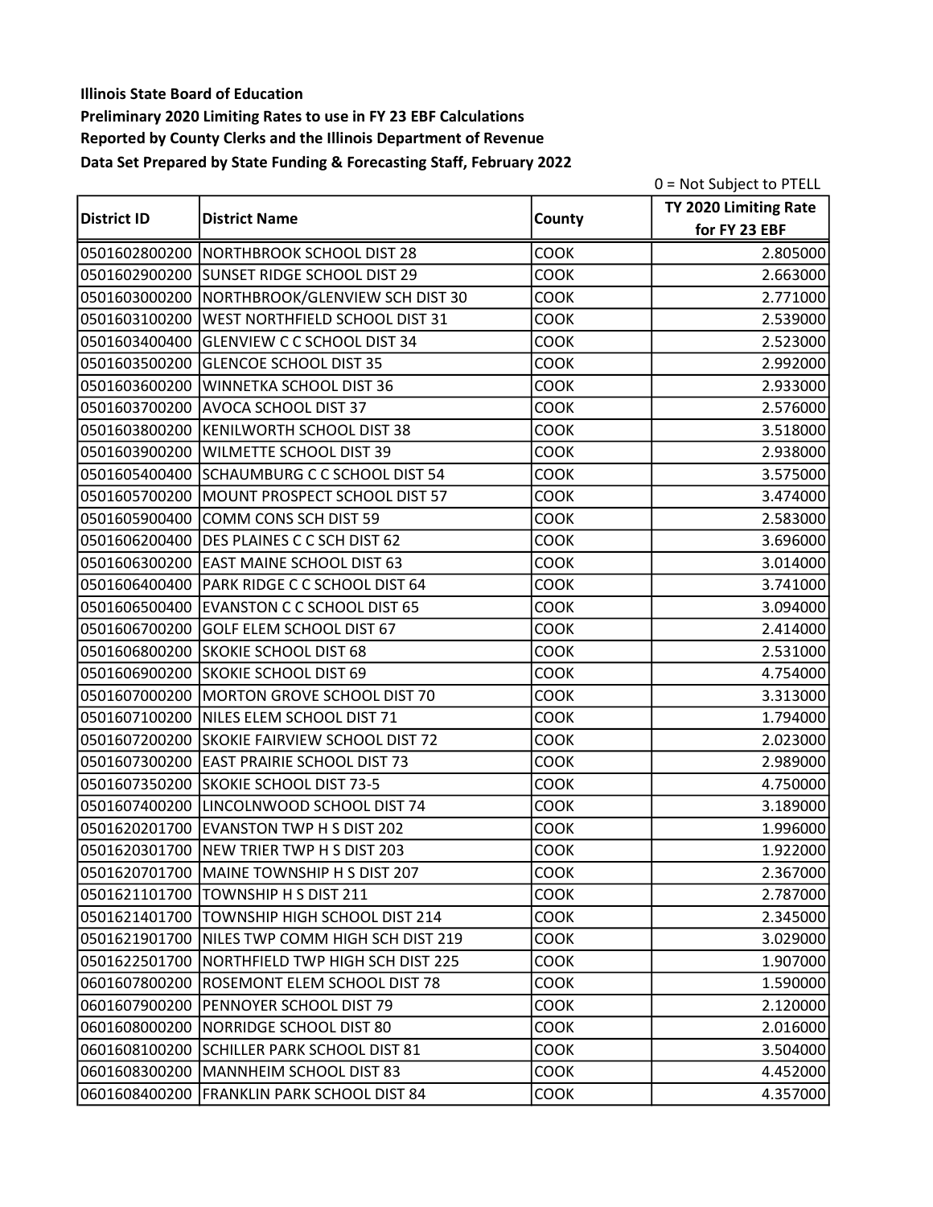**Illinois State Board of Education**

**Preliminary 2020 Limiting Rates to use in FY 23 EBF Calculations**

**Reported by County Clerks and the Illinois Department of Revenue**

**Data Set Prepared by State Funding & Forecasting Staff, February 2022**

0 = Not Subject to PTELL

| District ID | District Name | County | TY 2020 Limiting Rate for FY 23 EBF |
|---|---|---|---|
| 0501602800200 | NORTHBROOK SCHOOL DIST 28 | COOK | 2.805000 |
| 0501602900200 | SUNSET RIDGE SCHOOL DIST 29 | COOK | 2.663000 |
| 0501603000200 | NORTHBROOK/GLENVIEW SCH DIST 30 | COOK | 2.771000 |
| 0501603100200 | WEST NORTHFIELD SCHOOL DIST 31 | COOK | 2.539000 |
| 0501603400400 | GLENVIEW C C SCHOOL DIST 34 | COOK | 2.523000 |
| 0501603500200 | GLENCOE SCHOOL DIST 35 | COOK | 2.992000 |
| 0501603600200 | WINNETKA SCHOOL DIST 36 | COOK | 2.933000 |
| 0501603700200 | AVOCA SCHOOL DIST 37 | COOK | 2.576000 |
| 0501603800200 | KENILWORTH SCHOOL DIST 38 | COOK | 3.518000 |
| 0501603900200 | WILMETTE SCHOOL DIST 39 | COOK | 2.938000 |
| 0501605400400 | SCHAUMBURG C C SCHOOL DIST 54 | COOK | 3.575000 |
| 0501605700200 | MOUNT PROSPECT SCHOOL DIST 57 | COOK | 3.474000 |
| 0501605900400 | COMM CONS SCH DIST 59 | COOK | 2.583000 |
| 0501606200400 | DES PLAINES C C SCH DIST 62 | COOK | 3.696000 |
| 0501606300200 | EAST MAINE SCHOOL DIST 63 | COOK | 3.014000 |
| 0501606400400 | PARK RIDGE C C SCHOOL DIST 64 | COOK | 3.741000 |
| 0501606500400 | EVANSTON C C SCHOOL DIST 65 | COOK | 3.094000 |
| 0501606700200 | GOLF ELEM SCHOOL DIST 67 | COOK | 2.414000 |
| 0501606800200 | SKOKIE SCHOOL DIST 68 | COOK | 2.531000 |
| 0501606900200 | SKOKIE SCHOOL DIST 69 | COOK | 4.754000 |
| 0501607000200 | MORTON GROVE SCHOOL DIST 70 | COOK | 3.313000 |
| 0501607100200 | NILES ELEM SCHOOL DIST 71 | COOK | 1.794000 |
| 0501607200200 | SKOKIE FAIRVIEW SCHOOL DIST 72 | COOK | 2.023000 |
| 0501607300200 | EAST PRAIRIE SCHOOL DIST 73 | COOK | 2.989000 |
| 0501607350200 | SKOKIE SCHOOL DIST 73-5 | COOK | 4.750000 |
| 0501607400200 | LINCOLNWOOD SCHOOL DIST 74 | COOK | 3.189000 |
| 0501620201700 | EVANSTON TWP H S DIST 202 | COOK | 1.996000 |
| 0501620301700 | NEW TRIER TWP H S DIST 203 | COOK | 1.922000 |
| 0501620701700 | MAINE TOWNSHIP H S DIST 207 | COOK | 2.367000 |
| 0501621101700 | TOWNSHIP H S DIST 211 | COOK | 2.787000 |
| 0501621401700 | TOWNSHIP HIGH SCHOOL DIST 214 | COOK | 2.345000 |
| 0501621901700 | NILES TWP COMM HIGH SCH DIST 219 | COOK | 3.029000 |
| 0501622501700 | NORTHFIELD TWP HIGH SCH DIST 225 | COOK | 1.907000 |
| 0601607800200 | ROSEMONT ELEM SCHOOL DIST 78 | COOK | 1.590000 |
| 0601607900200 | PENNOYER SCHOOL DIST 79 | COOK | 2.120000 |
| 0601608000200 | NORRIDGE SCHOOL DIST 80 | COOK | 2.016000 |
| 0601608100200 | SCHILLER PARK SCHOOL DIST 81 | COOK | 3.504000 |
| 0601608300200 | MANNHEIM SCHOOL DIST 83 | COOK | 4.452000 |
| 0601608400200 | FRANKLIN PARK SCHOOL DIST 84 | COOK | 4.357000 |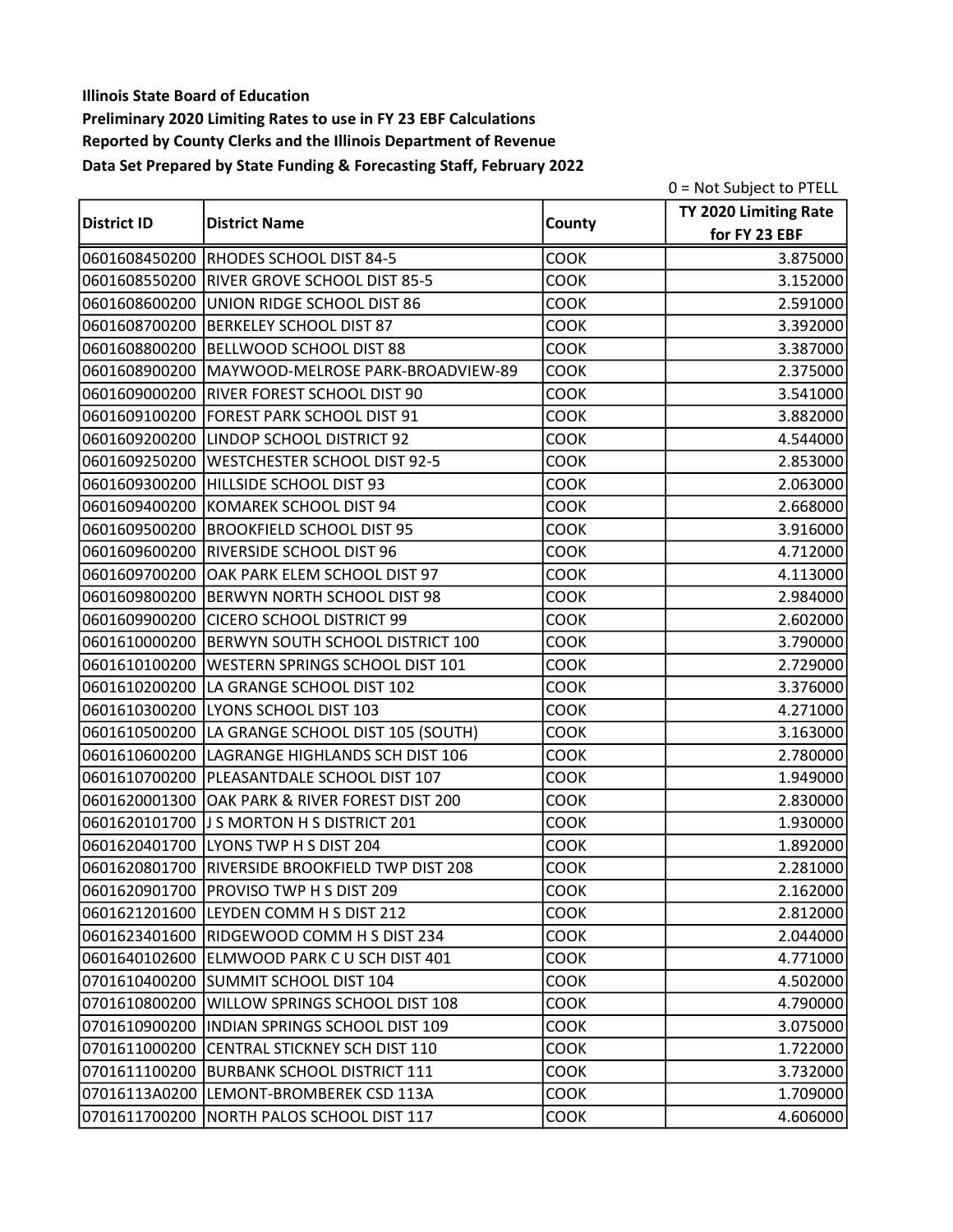**Illinois State Board of Education**

**Preliminary 2020 Limiting Rates to use in FY 23 EBF Calculations**

**Reported by County Clerks and the Illinois Department of Revenue**

**Data Set Prepared by State Funding & Forecasting Staff, February 2022**

0 = Not Subject to PTELL

| District ID | District Name | County | TY 2020 Limiting Rate for FY 23 EBF |
|---|---|---|---|
| 0601608450200 | RHODES SCHOOL DIST 84-5 | COOK | 3.875000 |
| 0601608550200 | RIVER GROVE SCHOOL DIST 85-5 | COOK | 3.152000 |
| 0601608600200 | UNION RIDGE SCHOOL DIST 86 | COOK | 2.591000 |
| 0601608700200 | BERKELEY SCHOOL DIST 87 | COOK | 3.392000 |
| 0601608800200 | BELLWOOD SCHOOL DIST 88 | COOK | 3.387000 |
| 0601608900200 | MAYWOOD-MELROSE PARK-BROADVIEW-89 | COOK | 2.375000 |
| 0601609000200 | RIVER FOREST SCHOOL DIST 90 | COOK | 3.541000 |
| 0601609100200 | FOREST PARK SCHOOL DIST 91 | COOK | 3.882000 |
| 0601609200200 | LINDOP SCHOOL DISTRICT 92 | COOK | 4.544000 |
| 0601609250200 | WESTCHESTER SCHOOL DIST 92-5 | COOK | 2.853000 |
| 0601609300200 | HILLSIDE SCHOOL DIST 93 | COOK | 2.063000 |
| 0601609400200 | KOMAREK SCHOOL DIST 94 | COOK | 2.668000 |
| 0601609500200 | BROOKFIELD SCHOOL DIST 95 | COOK | 3.916000 |
| 0601609600200 | RIVERSIDE SCHOOL DIST 96 | COOK | 4.712000 |
| 0601609700200 | OAK PARK ELEM SCHOOL DIST 97 | COOK | 4.113000 |
| 0601609800200 | BERWYN NORTH SCHOOL DIST 98 | COOK | 2.984000 |
| 0601609900200 | CICERO SCHOOL DISTRICT 99 | COOK | 2.602000 |
| 0601610000200 | BERWYN SOUTH SCHOOL DISTRICT 100 | COOK | 3.790000 |
| 0601610100200 | WESTERN SPRINGS SCHOOL DIST 101 | COOK | 2.729000 |
| 0601610200200 | LA GRANGE SCHOOL DIST 102 | COOK | 3.376000 |
| 0601610300200 | LYONS SCHOOL DIST 103 | COOK | 4.271000 |
| 0601610500200 | LA GRANGE SCHOOL DIST 105 (SOUTH) | COOK | 3.163000 |
| 0601610600200 | LAGRANGE HIGHLANDS SCH DIST 106 | COOK | 2.780000 |
| 0601610700200 | PLEASANTDALE SCHOOL DIST 107 | COOK | 1.949000 |
| 0601620001300 | OAK PARK & RIVER FOREST DIST 200 | COOK | 2.830000 |
| 0601620101700 | J S MORTON H S DISTRICT 201 | COOK | 1.930000 |
| 0601620401700 | LYONS TWP H S DIST 204 | COOK | 1.892000 |
| 0601620801700 | RIVERSIDE BROOKFIELD TWP DIST 208 | COOK | 2.281000 |
| 0601620901700 | PROVISO TWP H S DIST 209 | COOK | 2.162000 |
| 0601621201600 | LEYDEN COMM H S DIST 212 | COOK | 2.812000 |
| 0601623401600 | RIDGEWOOD COMM H S DIST 234 | COOK | 2.044000 |
| 0601640102600 | ELMWOOD PARK C U SCH DIST 401 | COOK | 4.771000 |
| 0701610400200 | SUMMIT SCHOOL DIST 104 | COOK | 4.502000 |
| 0701610800200 | WILLOW SPRINGS SCHOOL DIST 108 | COOK | 4.790000 |
| 0701610900200 | INDIAN SPRINGS SCHOOL DIST 109 | COOK | 3.075000 |
| 0701611000200 | CENTRAL STICKNEY SCH DIST 110 | COOK | 1.722000 |
| 0701611100200 | BURBANK SCHOOL DISTRICT 111 | COOK | 3.732000 |
| 07016113A0200 | LEMONT-BROMBEREK CSD 113A | COOK | 1.709000 |
| 0701611700200 | NORTH PALOS SCHOOL DIST 117 | COOK | 4.606000 |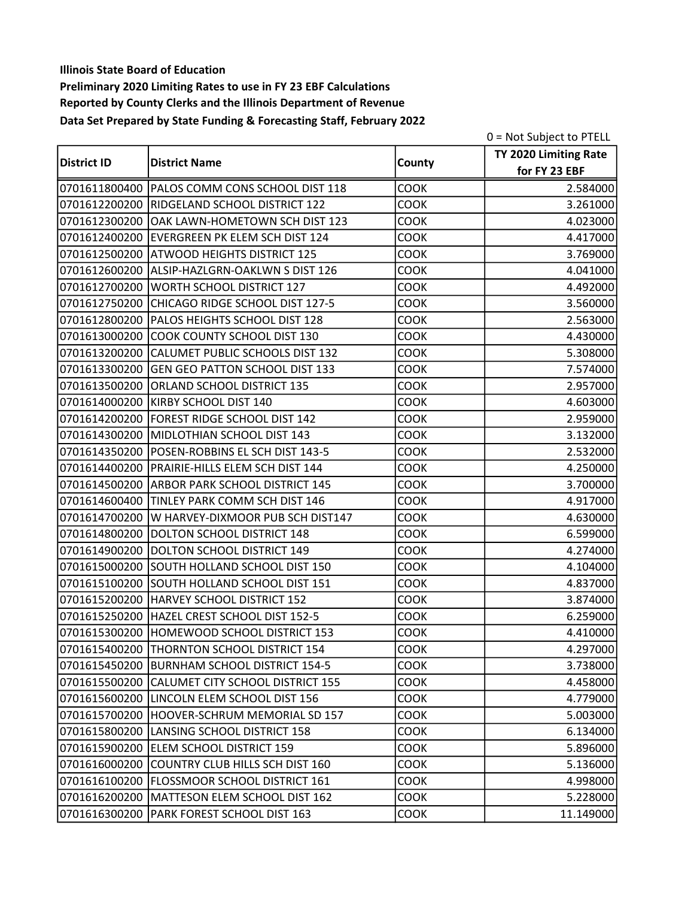**Illinois State Board of Education**
**Preliminary 2020 Limiting Rates to use in FY 23 EBF Calculations**
**Reported by County Clerks and the Illinois Department of Revenue**
**Data Set Prepared by State Funding & Forecasting Staff, February 2022**

0 = Not Subject to PTELL

| District ID | District Name | County | TY 2020 Limiting Rate for FY 23 EBF |
|---|---|---|---|
| 0701611800400 | PALOS COMM CONS SCHOOL DIST 118 | COOK | 2.584000 |
| 0701612200200 | RIDGELAND SCHOOL DISTRICT 122 | COOK | 3.261000 |
| 0701612300200 | OAK LAWN-HOMETOWN SCH DIST 123 | COOK | 4.023000 |
| 0701612400200 | EVERGREEN PK ELEM SCH DIST 124 | COOK | 4.417000 |
| 0701612500200 | ATWOOD HEIGHTS DISTRICT 125 | COOK | 3.769000 |
| 0701612600200 | ALSIP-HAZLGRN-OAKLWN S DIST 126 | COOK | 4.041000 |
| 0701612700200 | WORTH SCHOOL DISTRICT 127 | COOK | 4.492000 |
| 0701612750200 | CHICAGO RIDGE SCHOOL DIST 127-5 | COOK | 3.560000 |
| 0701612800200 | PALOS HEIGHTS SCHOOL DIST 128 | COOK | 2.563000 |
| 0701613000200 | COOK COUNTY SCHOOL DIST 130 | COOK | 4.430000 |
| 0701613200200 | CALUMET PUBLIC SCHOOLS DIST 132 | COOK | 5.308000 |
| 0701613300200 | GEN GEO PATTON SCHOOL DIST 133 | COOK | 7.574000 |
| 0701613500200 | ORLAND SCHOOL DISTRICT 135 | COOK | 2.957000 |
| 0701614000200 | KIRBY SCHOOL DIST 140 | COOK | 4.603000 |
| 0701614200200 | FOREST RIDGE SCHOOL DIST 142 | COOK | 2.959000 |
| 0701614300200 | MIDLOTHIAN SCHOOL DIST 143 | COOK | 3.132000 |
| 0701614350200 | POSEN-ROBBINS EL SCH DIST 143-5 | COOK | 2.532000 |
| 0701614400200 | PRAIRIE-HILLS ELEM SCH DIST 144 | COOK | 4.250000 |
| 0701614500200 | ARBOR PARK SCHOOL DISTRICT 145 | COOK | 3.700000 |
| 0701614600400 | TINLEY PARK COMM SCH DIST 146 | COOK | 4.917000 |
| 0701614700200 | W HARVEY-DIXMOOR PUB SCH DIST147 | COOK | 4.630000 |
| 0701614800200 | DOLTON SCHOOL DISTRICT 148 | COOK | 6.599000 |
| 0701614900200 | DOLTON SCHOOL DISTRICT 149 | COOK | 4.274000 |
| 0701615000200 | SOUTH HOLLAND SCHOOL DIST 150 | COOK | 4.104000 |
| 0701615100200 | SOUTH HOLLAND SCHOOL DIST 151 | COOK | 4.837000 |
| 0701615200200 | HARVEY SCHOOL DISTRICT 152 | COOK | 3.874000 |
| 0701615250200 | HAZEL CREST SCHOOL DIST 152-5 | COOK | 6.259000 |
| 0701615300200 | HOMEWOOD SCHOOL DISTRICT 153 | COOK | 4.410000 |
| 0701615400200 | THORNTON SCHOOL DISTRICT 154 | COOK | 4.297000 |
| 0701615450200 | BURNHAM SCHOOL DISTRICT 154-5 | COOK | 3.738000 |
| 0701615500200 | CALUMET CITY SCHOOL DISTRICT 155 | COOK | 4.458000 |
| 0701615600200 | LINCOLN ELEM SCHOOL DIST 156 | COOK | 4.779000 |
| 0701615700200 | HOOVER-SCHRUM MEMORIAL SD 157 | COOK | 5.003000 |
| 0701615800200 | LANSING SCHOOL DISTRICT 158 | COOK | 6.134000 |
| 0701615900200 | ELEM SCHOOL DISTRICT 159 | COOK | 5.896000 |
| 0701616000200 | COUNTRY CLUB HILLS SCH DIST 160 | COOK | 5.136000 |
| 0701616100200 | FLOSSMOOR SCHOOL DISTRICT 161 | COOK | 4.998000 |
| 0701616200200 | MATTESON ELEM SCHOOL DIST 162 | COOK | 5.228000 |
| 0701616300200 | PARK FOREST SCHOOL DIST 163 | COOK | 11.149000 |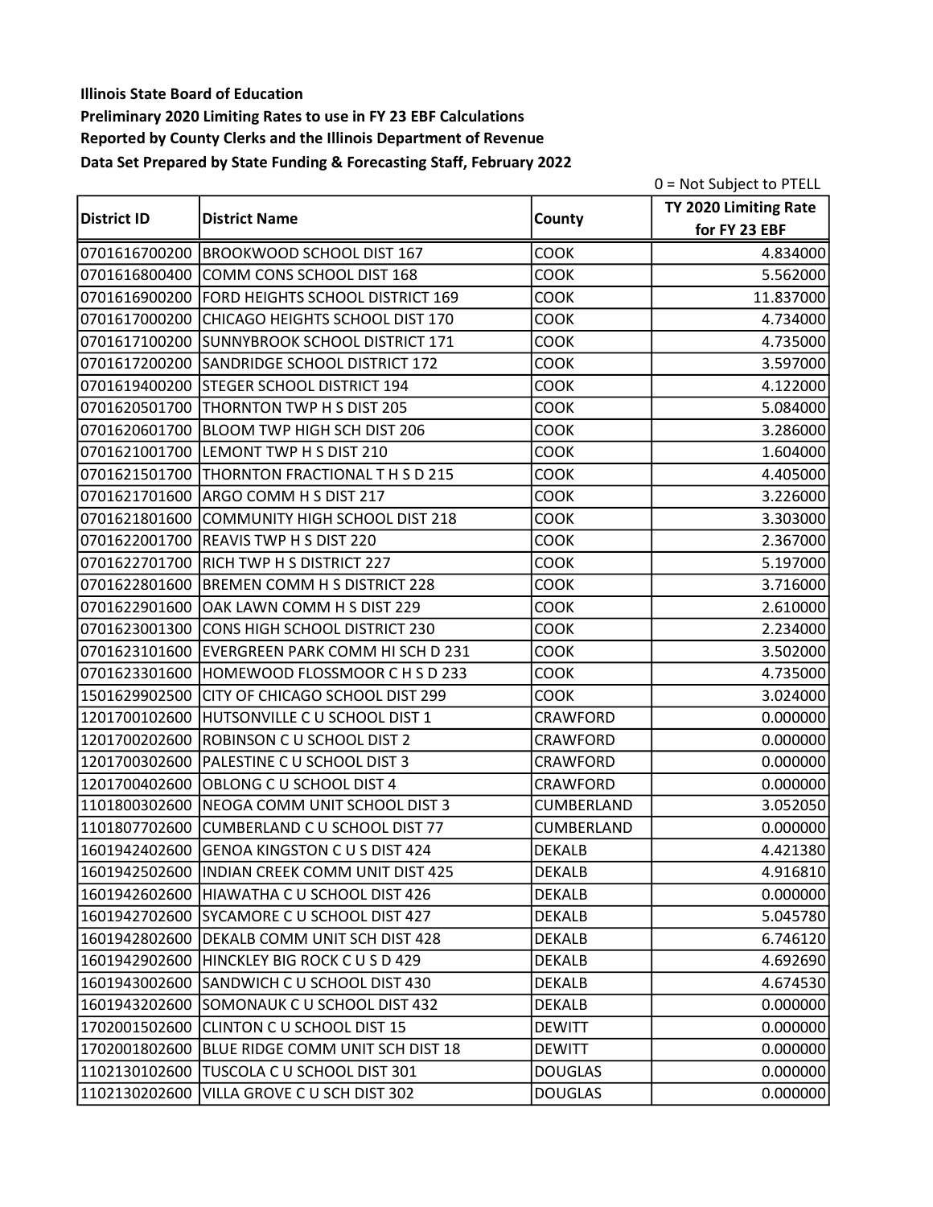**Illinois State Board of Education**
**Preliminary 2020 Limiting Rates to use in FY 23 EBF Calculations**
**Reported by County Clerks and the Illinois Department of Revenue**
**Data Set Prepared by State Funding & Forecasting Staff, February 2022**

0 = Not Subject to PTELL

| District ID | District Name | County | TY 2020 Limiting Rate for FY 23 EBF |
|---|---|---|---|
| 0701616700200 | BROOKWOOD SCHOOL DIST 167 | COOK | 4.834000 |
| 0701616800400 | COMM CONS SCHOOL DIST 168 | COOK | 5.562000 |
| 0701616900200 | FORD HEIGHTS SCHOOL DISTRICT 169 | COOK | 11.837000 |
| 0701617000200 | CHICAGO HEIGHTS SCHOOL DIST 170 | COOK | 4.734000 |
| 0701617100200 | SUNNYBROOK SCHOOL DISTRICT 171 | COOK | 4.735000 |
| 0701617200200 | SANDRIDGE SCHOOL DISTRICT 172 | COOK | 3.597000 |
| 0701619400200 | STEGER SCHOOL DISTRICT 194 | COOK | 4.122000 |
| 0701620501700 | THORNTON TWP H S DIST 205 | COOK | 5.084000 |
| 0701620601700 | BLOOM TWP HIGH SCH DIST 206 | COOK | 3.286000 |
| 0701621001700 | LEMONT TWP H S DIST 210 | COOK | 1.604000 |
| 0701621501700 | THORNTON FRACTIONAL T H S D 215 | COOK | 4.405000 |
| 0701621701600 | ARGO COMM H S DIST 217 | COOK | 3.226000 |
| 0701621801600 | COMMUNITY HIGH SCHOOL DIST 218 | COOK | 3.303000 |
| 0701622001700 | REAVIS TWP H S DIST 220 | COOK | 2.367000 |
| 0701622701700 | RICH TWP H S DISTRICT 227 | COOK | 5.197000 |
| 0701622801600 | BREMEN COMM H S DISTRICT 228 | COOK | 3.716000 |
| 0701622901600 | OAK LAWN COMM H S DIST 229 | COOK | 2.610000 |
| 0701623001300 | CONS HIGH SCHOOL DISTRICT 230 | COOK | 2.234000 |
| 0701623101600 | EVERGREEN PARK COMM HI SCH D 231 | COOK | 3.502000 |
| 0701623301600 | HOMEWOOD FLOSSMOOR C H S D 233 | COOK | 4.735000 |
| 1501629902500 | CITY OF CHICAGO SCHOOL DIST 299 | COOK | 3.024000 |
| 1201700102600 | HUTSONVILLE C U SCHOOL DIST 1 | CRAWFORD | 0.000000 |
| 1201700202600 | ROBINSON C U SCHOOL DIST 2 | CRAWFORD | 0.000000 |
| 1201700302600 | PALESTINE C U SCHOOL DIST 3 | CRAWFORD | 0.000000 |
| 1201700402600 | OBLONG C U SCHOOL DIST 4 | CRAWFORD | 0.000000 |
| 1101800302600 | NEOGA COMM UNIT SCHOOL DIST 3 | CUMBERLAND | 3.052050 |
| 1101807702600 | CUMBERLAND C U SCHOOL DIST 77 | CUMBERLAND | 0.000000 |
| 1601942402600 | GENOA KINGSTON C U S DIST 424 | DEKALB | 4.421380 |
| 1601942502600 | INDIAN CREEK COMM UNIT DIST 425 | DEKALB | 4.916810 |
| 1601942602600 | HIAWATHA C U SCHOOL DIST 426 | DEKALB | 0.000000 |
| 1601942702600 | SYCAMORE C U SCHOOL DIST 427 | DEKALB | 5.045780 |
| 1601942802600 | DEKALB COMM UNIT SCH DIST 428 | DEKALB | 6.746120 |
| 1601942902600 | HINCKLEY BIG ROCK C U S D 429 | DEKALB | 4.692690 |
| 1601943002600 | SANDWICH C U SCHOOL DIST 430 | DEKALB | 4.674530 |
| 1601943202600 | SOMONAUK C U SCHOOL DIST 432 | DEKALB | 0.000000 |
| 1702001502600 | CLINTON C U SCHOOL DIST 15 | DEWITT | 0.000000 |
| 1702001802600 | BLUE RIDGE COMM UNIT SCH DIST 18 | DEWITT | 0.000000 |
| 1102130102600 | TUSCOLA C U SCHOOL DIST 301 | DOUGLAS | 0.000000 |
| 1102130202600 | VILLA GROVE C U SCH DIST 302 | DOUGLAS | 0.000000 |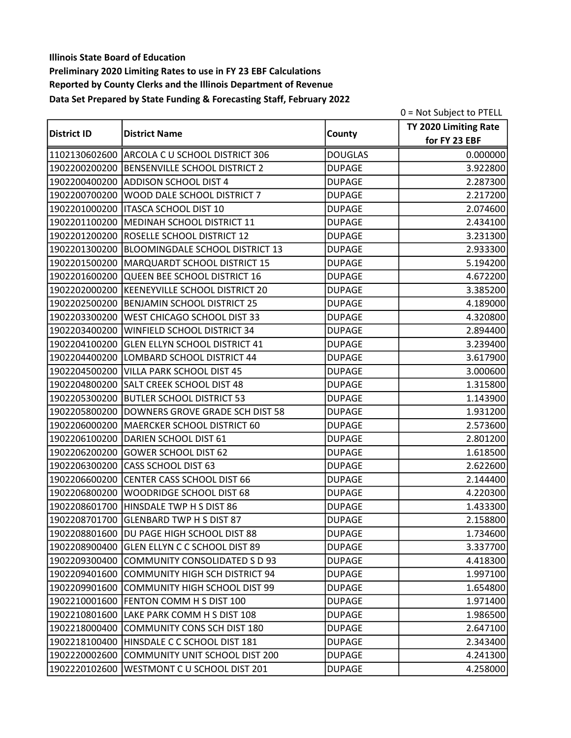**Illinois State Board of Education**
**Preliminary 2020 Limiting Rates to use in FY 23 EBF Calculations**
**Reported by County Clerks and the Illinois Department of Revenue**
**Data Set Prepared by State Funding & Forecasting Staff, February 2022**

0 = Not Subject to PTELL

| District ID | District Name | County | TY 2020 Limiting Rate for FY 23 EBF |
|---|---|---|---|
| 1102130602600 | ARCOLA C U SCHOOL DISTRICT 306 | DOUGLAS | 0.000000 |
| 1902200200200 | BENSENVILLE SCHOOL DISTRICT 2 | DUPAGE | 3.922800 |
| 1902200400200 | ADDISON SCHOOL DIST 4 | DUPAGE | 2.287300 |
| 1902200700200 | WOOD DALE SCHOOL DISTRICT 7 | DUPAGE | 2.217200 |
| 1902201000200 | ITASCA SCHOOL DIST 10 | DUPAGE | 2.074600 |
| 1902201100200 | MEDINAH SCHOOL DISTRICT 11 | DUPAGE | 2.434100 |
| 1902201200200 | ROSELLE SCHOOL DISTRICT 12 | DUPAGE | 3.231300 |
| 1902201300200 | BLOOMINGDALE SCHOOL DISTRICT 13 | DUPAGE | 2.933300 |
| 1902201500200 | MARQUARDT SCHOOL DISTRICT 15 | DUPAGE | 5.194200 |
| 1902201600200 | QUEEN BEE SCHOOL DISTRICT 16 | DUPAGE | 4.672200 |
| 1902202000200 | KEENEYVILLE SCHOOL DISTRICT 20 | DUPAGE | 3.385200 |
| 1902202500200 | BENJAMIN SCHOOL DISTRICT 25 | DUPAGE | 4.189000 |
| 1902203300200 | WEST CHICAGO SCHOOL DIST 33 | DUPAGE | 4.320800 |
| 1902203400200 | WINFIELD SCHOOL DISTRICT 34 | DUPAGE | 2.894400 |
| 1902204100200 | GLEN ELLYN SCHOOL DISTRICT 41 | DUPAGE | 3.239400 |
| 1902204400200 | LOMBARD SCHOOL DISTRICT 44 | DUPAGE | 3.617900 |
| 1902204500200 | VILLA PARK SCHOOL DIST 45 | DUPAGE | 3.000600 |
| 1902204800200 | SALT CREEK SCHOOL DIST 48 | DUPAGE | 1.315800 |
| 1902205300200 | BUTLER SCHOOL DISTRICT 53 | DUPAGE | 1.143900 |
| 1902205800200 | DOWNERS GROVE GRADE SCH DIST 58 | DUPAGE | 1.931200 |
| 1902206000200 | MAERCKER SCHOOL DISTRICT 60 | DUPAGE | 2.573600 |
| 1902206100200 | DARIEN SCHOOL DIST 61 | DUPAGE | 2.801200 |
| 1902206200200 | GOWER SCHOOL DIST 62 | DUPAGE | 1.618500 |
| 1902206300200 | CASS SCHOOL DIST 63 | DUPAGE | 2.622600 |
| 1902206600200 | CENTER CASS SCHOOL DIST 66 | DUPAGE | 2.144400 |
| 1902206800200 | WOODRIDGE SCHOOL DIST 68 | DUPAGE | 4.220300 |
| 1902208601700 | HINSDALE TWP H S DIST 86 | DUPAGE | 1.433300 |
| 1902208701700 | GLENBARD TWP H S DIST 87 | DUPAGE | 2.158800 |
| 1902208801600 | DU PAGE HIGH SCHOOL DIST 88 | DUPAGE | 1.734600 |
| 1902208900400 | GLEN ELLYN C C SCHOOL DIST 89 | DUPAGE | 3.337700 |
| 1902209300400 | COMMUNITY CONSOLIDATED S D 93 | DUPAGE | 4.418300 |
| 1902209401600 | COMMUNITY HIGH SCH DISTRICT 94 | DUPAGE | 1.997100 |
| 1902209901600 | COMMUNITY HIGH SCHOOL DIST 99 | DUPAGE | 1.654800 |
| 1902210001600 | FENTON COMM H S DIST 100 | DUPAGE | 1.971400 |
| 1902210801600 | LAKE PARK COMM H S DIST 108 | DUPAGE | 1.986500 |
| 1902218000400 | COMMUNITY CONS SCH DIST 180 | DUPAGE | 2.647100 |
| 1902218100400 | HINSDALE C C SCHOOL DIST 181 | DUPAGE | 2.343400 |
| 1902220002600 | COMMUNITY UNIT SCHOOL DIST 200 | DUPAGE | 4.241300 |
| 1902220102600 | WESTMONT C U SCHOOL DIST 201 | DUPAGE | 4.258000 |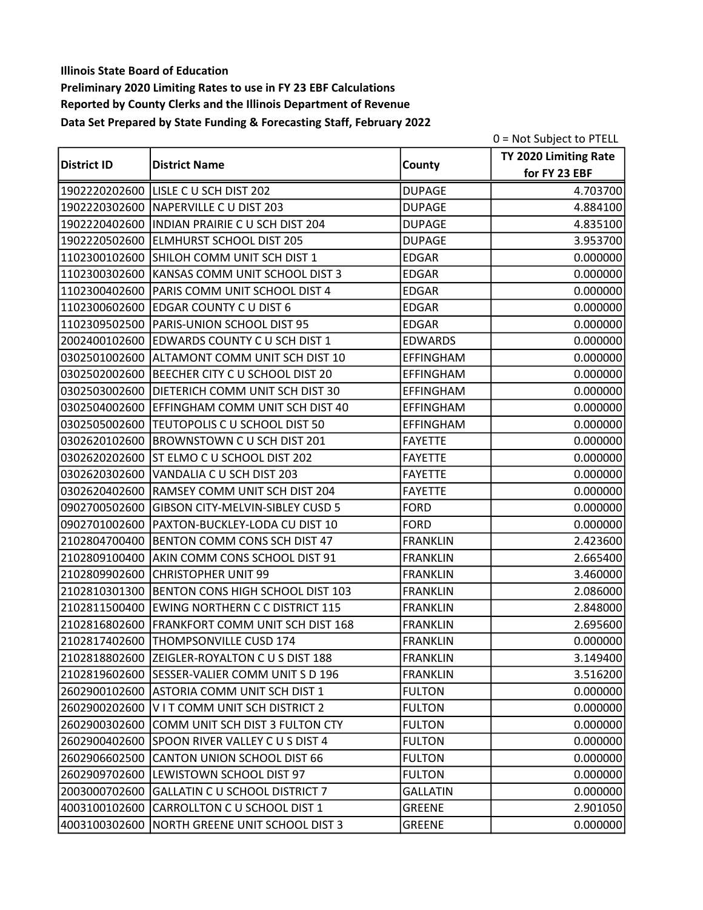**Illinois State Board of Education**

**Preliminary 2020 Limiting Rates to use in FY 23 EBF Calculations**

**Reported by County Clerks and the Illinois Department of Revenue**

**Data Set Prepared by State Funding & Forecasting Staff, February 2022**

0 = Not Subject to PTELL

| District ID | District Name | County | TY 2020 Limiting Rate for FY 23 EBF |
|---|---|---|---|
| 1902220202600 | LISLE C U SCH DIST 202 | DUPAGE | 4.703700 |
| 1902220302600 | NAPERVILLE C U DIST 203 | DUPAGE | 4.884100 |
| 1902220402600 | INDIAN PRAIRIE C U SCH DIST 204 | DUPAGE | 4.835100 |
| 1902220502600 | ELMHURST SCHOOL DIST 205 | DUPAGE | 3.953700 |
| 1102300102600 | SHILOH COMM UNIT SCH DIST 1 | EDGAR | 0.000000 |
| 1102300302600 | KANSAS COMM UNIT SCHOOL DIST 3 | EDGAR | 0.000000 |
| 1102300402600 | PARIS COMM UNIT SCHOOL DIST 4 | EDGAR | 0.000000 |
| 1102300602600 | EDGAR COUNTY C U DIST 6 | EDGAR | 0.000000 |
| 1102309502500 | PARIS-UNION SCHOOL DIST 95 | EDGAR | 0.000000 |
| 2002400102600 | EDWARDS COUNTY C U SCH DIST 1 | EDWARDS | 0.000000 |
| 0302501002600 | ALTAMONT COMM UNIT SCH DIST 10 | EFFINGHAM | 0.000000 |
| 0302502002600 | BEECHER CITY C U SCHOOL DIST 20 | EFFINGHAM | 0.000000 |
| 0302503002600 | DIETERICH COMM UNIT SCH DIST 30 | EFFINGHAM | 0.000000 |
| 0302504002600 | EFFINGHAM COMM UNIT SCH DIST 40 | EFFINGHAM | 0.000000 |
| 0302505002600 | TEUTOPOLIS C U SCHOOL DIST 50 | EFFINGHAM | 0.000000 |
| 0302620102600 | BROWNSTOWN C U SCH DIST 201 | FAYETTE | 0.000000 |
| 0302620202600 | ST ELMO C U SCHOOL DIST 202 | FAYETTE | 0.000000 |
| 0302620302600 | VANDALIA C U SCH DIST 203 | FAYETTE | 0.000000 |
| 0302620402600 | RAMSEY COMM UNIT SCH DIST 204 | FAYETTE | 0.000000 |
| 0902700502600 | GIBSON CITY-MELVIN-SIBLEY CUSD 5 | FORD | 0.000000 |
| 0902701002600 | PAXTON-BUCKLEY-LODA CU DIST 10 | FORD | 0.000000 |
| 2102804700400 | BENTON COMM CONS SCH DIST 47 | FRANKLIN | 2.423600 |
| 2102809100400 | AKIN COMM CONS SCHOOL DIST 91 | FRANKLIN | 2.665400 |
| 2102809902600 | CHRISTOPHER UNIT 99 | FRANKLIN | 3.460000 |
| 2102810301300 | BENTON CONS HIGH SCHOOL DIST 103 | FRANKLIN | 2.086000 |
| 2102811500400 | EWING NORTHERN C C DISTRICT 115 | FRANKLIN | 2.848000 |
| 2102816802600 | FRANKFORT COMM UNIT SCH DIST 168 | FRANKLIN | 2.695600 |
| 2102817402600 | THOMPSONVILLE CUSD 174 | FRANKLIN | 0.000000 |
| 2102818802600 | ZEIGLER-ROYALTON C U S DIST 188 | FRANKLIN | 3.149400 |
| 2102819602600 | SESSER-VALIER COMM UNIT S D 196 | FRANKLIN | 3.516200 |
| 2602900102600 | ASTORIA COMM UNIT SCH DIST 1 | FULTON | 0.000000 |
| 2602900202600 | V I T COMM UNIT SCH DISTRICT 2 | FULTON | 0.000000 |
| 2602900302600 | COMM UNIT SCH DIST 3 FULTON CTY | FULTON | 0.000000 |
| 2602900402600 | SPOON RIVER VALLEY C U S DIST 4 | FULTON | 0.000000 |
| 2602906602500 | CANTON UNION SCHOOL DIST 66 | FULTON | 0.000000 |
| 2602909702600 | LEWISTOWN SCHOOL DIST 97 | FULTON | 0.000000 |
| 2003000702600 | GALLATIN C U SCHOOL DISTRICT 7 | GALLATIN | 0.000000 |
| 4003100102600 | CARROLLTON C U SCHOOL DIST 1 | GREENE | 2.901050 |
| 4003100302600 | NORTH GREENE UNIT SCHOOL DIST 3 | GREENE | 0.000000 |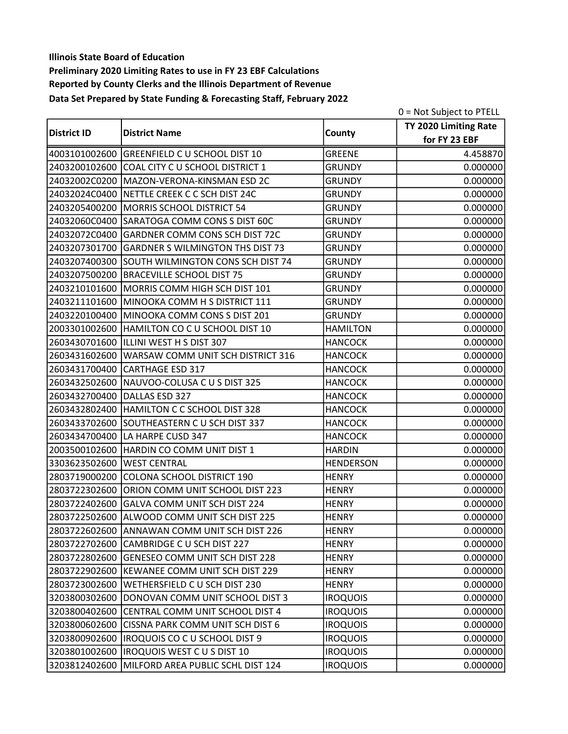**Illinois State Board of Education**
**Preliminary 2020 Limiting Rates to use in FY 23 EBF Calculations**
**Reported by County Clerks and the Illinois Department of Revenue**
**Data Set Prepared by State Funding & Forecasting Staff, February 2022**

0 = Not Subject to PTELL

| District ID | District Name | County | TY 2020 Limiting Rate for FY 23 EBF |
|---|---|---|---|
| 4003101002600 | GREENFIELD C U SCHOOL DIST 10 | GREENE | 4.458870 |
| 2403200102600 | COAL CITY C U SCHOOL DISTRICT 1 | GRUNDY | 0.000000 |
| 24032002C0200 | MAZON-VERONA-KINSMAN ESD 2C | GRUNDY | 0.000000 |
| 24032024C0400 | NETTLE CREEK C C SCH DIST 24C | GRUNDY | 0.000000 |
| 2403205400200 | MORRIS SCHOOL DISTRICT 54 | GRUNDY | 0.000000 |
| 24032060C0400 | SARATOGA COMM CONS S DIST 60C | GRUNDY | 0.000000 |
| 24032072C0400 | GARDNER COMM CONS SCH DIST 72C | GRUNDY | 0.000000 |
| 2403207301700 | GARDNER S WILMINGTON THS DIST 73 | GRUNDY | 0.000000 |
| 2403207400300 | SOUTH WILMINGTON CONS SCH DIST 74 | GRUNDY | 0.000000 |
| 2403207500200 | BRACEVILLE SCHOOL DIST 75 | GRUNDY | 0.000000 |
| 2403210101600 | MORRIS COMM HIGH SCH DIST 101 | GRUNDY | 0.000000 |
| 2403211101600 | MINOOKA COMM H S DISTRICT 111 | GRUNDY | 0.000000 |
| 2403220100400 | MINOOKA COMM CONS S DIST 201 | GRUNDY | 0.000000 |
| 2003301002600 | HAMILTON CO C U SCHOOL DIST 10 | HAMILTON | 0.000000 |
| 2603430701600 | ILLINI WEST H S DIST 307 | HANCOCK | 0.000000 |
| 2603431602600 | WARSAW COMM UNIT SCH DISTRICT 316 | HANCOCK | 0.000000 |
| 2603431700400 | CARTHAGE ESD 317 | HANCOCK | 0.000000 |
| 2603432502600 | NAUVOO-COLUSA C U S DIST 325 | HANCOCK | 0.000000 |
| 2603432700400 | DALLAS ESD 327 | HANCOCK | 0.000000 |
| 2603432802400 | HAMILTON C C SCHOOL DIST 328 | HANCOCK | 0.000000 |
| 2603433702600 | SOUTHEASTERN C U SCH DIST 337 | HANCOCK | 0.000000 |
| 2603434700400 | LA HARPE CUSD 347 | HANCOCK | 0.000000 |
| 2003500102600 | HARDIN CO COMM UNIT DIST 1 | HARDIN | 0.000000 |
| 3303623502600 | WEST CENTRAL | HENDERSON | 0.000000 |
| 2803719000200 | COLONA SCHOOL DISTRICT 190 | HENRY | 0.000000 |
| 2803722302600 | ORION COMM UNIT SCHOOL DIST 223 | HENRY | 0.000000 |
| 2803722402600 | GALVA COMM UNIT SCH DIST 224 | HENRY | 0.000000 |
| 2803722502600 | ALWOOD COMM UNIT SCH DIST 225 | HENRY | 0.000000 |
| 2803722602600 | ANNAWAN COMM UNIT SCH DIST 226 | HENRY | 0.000000 |
| 2803722702600 | CAMBRIDGE C U SCH DIST 227 | HENRY | 0.000000 |
| 2803722802600 | GENESEO COMM UNIT SCH DIST 228 | HENRY | 0.000000 |
| 2803722902600 | KEWANEE COMM UNIT SCH DIST 229 | HENRY | 0.000000 |
| 2803723002600 | WETHERSFIELD C U SCH DIST 230 | HENRY | 0.000000 |
| 3203800302600 | DONOVAN COMM UNIT SCHOOL DIST 3 | IROQUOIS | 0.000000 |
| 3203800402600 | CENTRAL COMM UNIT SCHOOL DIST 4 | IROQUOIS | 0.000000 |
| 3203800602600 | CISSNA PARK COMM UNIT SCH DIST 6 | IROQUOIS | 0.000000 |
| 3203800902600 | IROQUOIS CO C U SCHOOL DIST 9 | IROQUOIS | 0.000000 |
| 3203801002600 | IROQUOIS WEST C U S DIST 10 | IROQUOIS | 0.000000 |
| 3203812402600 | MILFORD AREA PUBLIC SCHL DIST 124 | IROQUOIS | 0.000000 |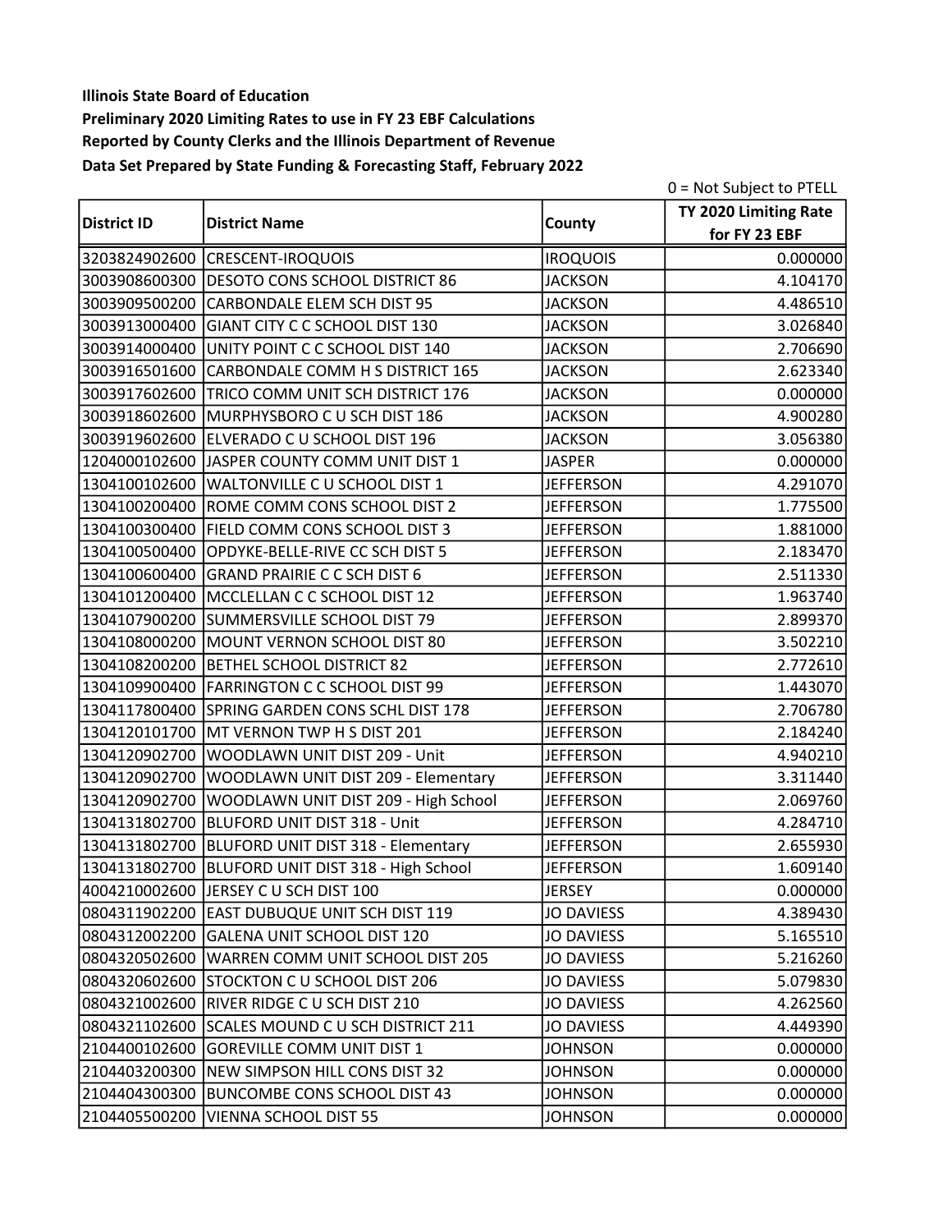**Illinois State Board of Education**
**Preliminary 2020 Limiting Rates to use in FY 23 EBF Calculations**
**Reported by County Clerks and the Illinois Department of Revenue**
**Data Set Prepared by State Funding & Forecasting Staff, February 2022**

0 = Not Subject to PTELL

| District ID | District Name | County | TY 2020 Limiting Rate for FY 23 EBF |
|---|---|---|---|
| 3203824902600 | CRESCENT-IROQUOIS | IROQUOIS | 0.000000 |
| 3003908600300 | DESOTO CONS SCHOOL DISTRICT 86 | JACKSON | 4.104170 |
| 3003909500200 | CARBONDALE ELEM SCH DIST 95 | JACKSON | 4.486510 |
| 3003913000400 | GIANT CITY C C SCHOOL DIST 130 | JACKSON | 3.026840 |
| 3003914000400 | UNITY POINT C C SCHOOL DIST 140 | JACKSON | 2.706690 |
| 3003916501600 | CARBONDALE COMM H S DISTRICT 165 | JACKSON | 2.623340 |
| 3003917602600 | TRICO COMM UNIT SCH DISTRICT 176 | JACKSON | 0.000000 |
| 3003918602600 | MURPHYSBORO C U SCH DIST 186 | JACKSON | 4.900280 |
| 3003919602600 | ELVERADO C U SCHOOL DIST 196 | JACKSON | 3.056380 |
| 1204000102600 | JASPER COUNTY COMM UNIT DIST 1 | JASPER | 0.000000 |
| 1304100102600 | WALTONVILLE C U SCHOOL DIST 1 | JEFFERSON | 4.291070 |
| 1304100200400 | ROME COMM CONS SCHOOL DIST 2 | JEFFERSON | 1.775500 |
| 1304100300400 | FIELD COMM CONS SCHOOL DIST 3 | JEFFERSON | 1.881000 |
| 1304100500400 | OPDYKE-BELLE-RIVE CC SCH DIST 5 | JEFFERSON | 2.183470 |
| 1304100600400 | GRAND PRAIRIE C C SCH DIST 6 | JEFFERSON | 2.511330 |
| 1304101200400 | MCCLELLAN C C SCHOOL DIST 12 | JEFFERSON | 1.963740 |
| 1304107900200 | SUMMERSVILLE SCHOOL DIST 79 | JEFFERSON | 2.899370 |
| 1304108000200 | MOUNT VERNON SCHOOL DIST 80 | JEFFERSON | 3.502210 |
| 1304108200200 | BETHEL SCHOOL DISTRICT 82 | JEFFERSON | 2.772610 |
| 1304109900400 | FARRINGTON C C SCHOOL DIST 99 | JEFFERSON | 1.443070 |
| 1304117800400 | SPRING GARDEN CONS SCHL DIST 178 | JEFFERSON | 2.706780 |
| 1304120101700 | MT VERNON TWP H S DIST 201 | JEFFERSON | 2.184240 |
| 1304120902700 | WOODLAWN UNIT DIST 209 - Unit | JEFFERSON | 4.940210 |
| 1304120902700 | WOODLAWN UNIT DIST 209 - Elementary | JEFFERSON | 3.311440 |
| 1304120902700 | WOODLAWN UNIT DIST 209 - High School | JEFFERSON | 2.069760 |
| 1304131802700 | BLUFORD UNIT DIST 318 - Unit | JEFFERSON | 4.284710 |
| 1304131802700 | BLUFORD UNIT DIST 318 - Elementary | JEFFERSON | 2.655930 |
| 1304131802700 | BLUFORD UNIT DIST 318 - High School | JEFFERSON | 1.609140 |
| 4004210002600 | JERSEY C U SCH DIST 100 | JERSEY | 0.000000 |
| 0804311902200 | EAST DUBUQUE UNIT SCH DIST 119 | JO DAVIESS | 4.389430 |
| 0804312002200 | GALENA UNIT SCHOOL DIST 120 | JO DAVIESS | 5.165510 |
| 0804320502600 | WARREN COMM UNIT SCHOOL DIST 205 | JO DAVIESS | 5.216260 |
| 0804320602600 | STOCKTON C U SCHOOL DIST 206 | JO DAVIESS | 5.079830 |
| 0804321002600 | RIVER RIDGE C U SCH DIST 210 | JO DAVIESS | 4.262560 |
| 0804321102600 | SCALES MOUND C U SCH DISTRICT 211 | JO DAVIESS | 4.449390 |
| 2104400102600 | GOREVILLE COMM UNIT DIST 1 | JOHNSON | 0.000000 |
| 2104403200300 | NEW SIMPSON HILL CONS DIST 32 | JOHNSON | 0.000000 |
| 2104404300300 | BUNCOMBE CONS SCHOOL DIST 43 | JOHNSON | 0.000000 |
| 2104405500200 | VIENNA SCHOOL DIST 55 | JOHNSON | 0.000000 |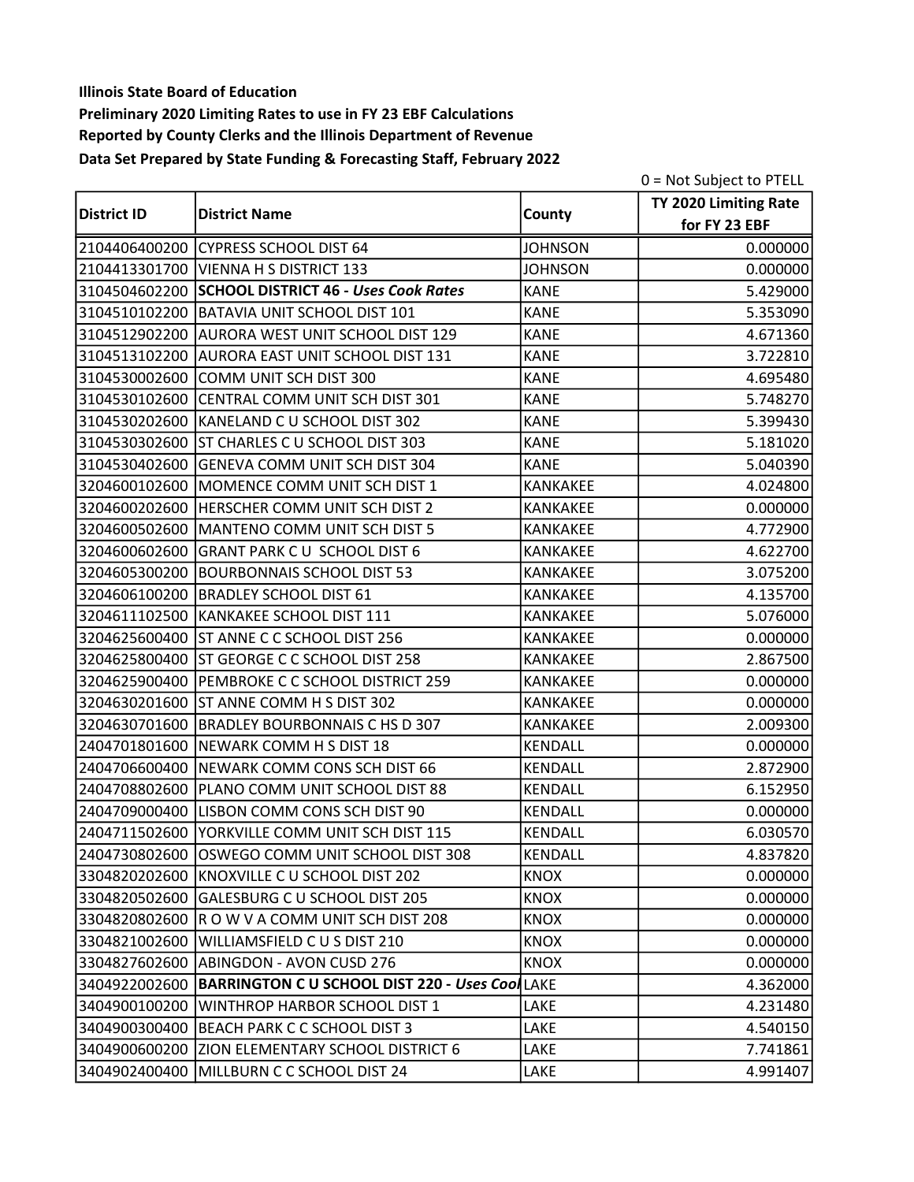**Illinois State Board of Education**
**Preliminary 2020 Limiting Rates to use in FY 23 EBF Calculations**
**Reported by County Clerks and the Illinois Department of Revenue**
**Data Set Prepared by State Funding & Forecasting Staff, February 2022**

0 = Not Subject to PTELL

| District ID | District Name | County | TY 2020 Limiting Rate for FY 23 EBF |
|---|---|---|---|
| 2104406400200 | CYPRESS SCHOOL DIST 64 | JOHNSON | 0.000000 |
| 2104413301700 | VIENNA H S DISTRICT 133 | JOHNSON | 0.000000 |
| 3104504602200 | **SCHOOL DISTRICT 46 - *Uses Cook Rates*** | KANE | 5.429000 |
| 3104510102200 | BATAVIA UNIT SCHOOL DIST 101 | KANE | 5.353090 |
| 3104512902200 | AURORA WEST UNIT SCHOOL DIST 129 | KANE | 4.671360 |
| 3104513102200 | AURORA EAST UNIT SCHOOL DIST 131 | KANE | 3.722810 |
| 3104530002600 | COMM UNIT SCH DIST 300 | KANE | 4.695480 |
| 3104530102600 | CENTRAL COMM UNIT SCH DIST 301 | KANE | 5.748270 |
| 3104530202600 | KANELAND C U SCHOOL DIST 302 | KANE | 5.399430 |
| 3104530302600 | ST CHARLES C U SCHOOL DIST 303 | KANE | 5.181020 |
| 3104530402600 | GENEVA COMM UNIT SCH DIST 304 | KANE | 5.040390 |
| 3204600102600 | MOMENCE COMM UNIT SCH DIST 1 | KANKAKEE | 4.024800 |
| 3204600202600 | HERSCHER COMM UNIT SCH DIST 2 | KANKAKEE | 0.000000 |
| 3204600502600 | MANTENO COMM UNIT SCH DIST 5 | KANKAKEE | 4.772900 |
| 3204600602600 | GRANT PARK C U SCHOOL DIST 6 | KANKAKEE | 4.622700 |
| 3204605300200 | BOURBONNAIS SCHOOL DIST 53 | KANKAKEE | 3.075200 |
| 3204606100200 | BRADLEY SCHOOL DIST 61 | KANKAKEE | 4.135700 |
| 3204611102500 | KANKAKEE SCHOOL DIST 111 | KANKAKEE | 5.076000 |
| 3204625600400 | ST ANNE C C SCHOOL DIST 256 | KANKAKEE | 0.000000 |
| 3204625800400 | ST GEORGE C C SCHOOL DIST 258 | KANKAKEE | 2.867500 |
| 3204625900400 | PEMBROKE C C SCHOOL DISTRICT 259 | KANKAKEE | 0.000000 |
| 3204630201600 | ST ANNE COMM H S DIST 302 | KANKAKEE | 0.000000 |
| 3204630701600 | BRADLEY BOURBONNAIS C HS D 307 | KANKAKEE | 2.009300 |
| 2404701801600 | NEWARK COMM H S DIST 18 | KENDALL | 0.000000 |
| 2404706600400 | NEWARK COMM CONS SCH DIST 66 | KENDALL | 2.872900 |
| 2404708802600 | PLANO COMM UNIT SCHOOL DIST 88 | KENDALL | 6.152950 |
| 2404709000400 | LISBON COMM CONS SCH DIST 90 | KENDALL | 0.000000 |
| 2404711502600 | YORKVILLE COMM UNIT SCH DIST 115 | KENDALL | 6.030570 |
| 2404730802600 | OSWEGO COMM UNIT SCHOOL DIST 308 | KENDALL | 4.837820 |
| 3304820202600 | KNOXVILLE C U SCHOOL DIST 202 | KNOX | 0.000000 |
| 3304820502600 | GALESBURG C U SCHOOL DIST 205 | KNOX | 0.000000 |
| 3304820802600 | R O W V A COMM UNIT SCH DIST 208 | KNOX | 0.000000 |
| 3304821002600 | WILLIAMSFIELD C U S DIST 210 | KNOX | 0.000000 |
| 3304827602600 | ABINGDON - AVON CUSD 276 | KNOX | 0.000000 |
| 3404922002600 | **BARRINGTON C U SCHOOL DIST 220 - *Uses Cool*** | LAKE | 4.362000 |
| 3404900100200 | WINTHROP HARBOR SCHOOL DIST 1 | LAKE | 4.231480 |
| 3404900300400 | BEACH PARK C C SCHOOL DIST 3 | LAKE | 4.540150 |
| 3404900600200 | ZION ELEMENTARY SCHOOL DISTRICT 6 | LAKE | 7.741861 |
| 3404902400400 | MILLBURN C C SCHOOL DIST 24 | LAKE | 4.991407 |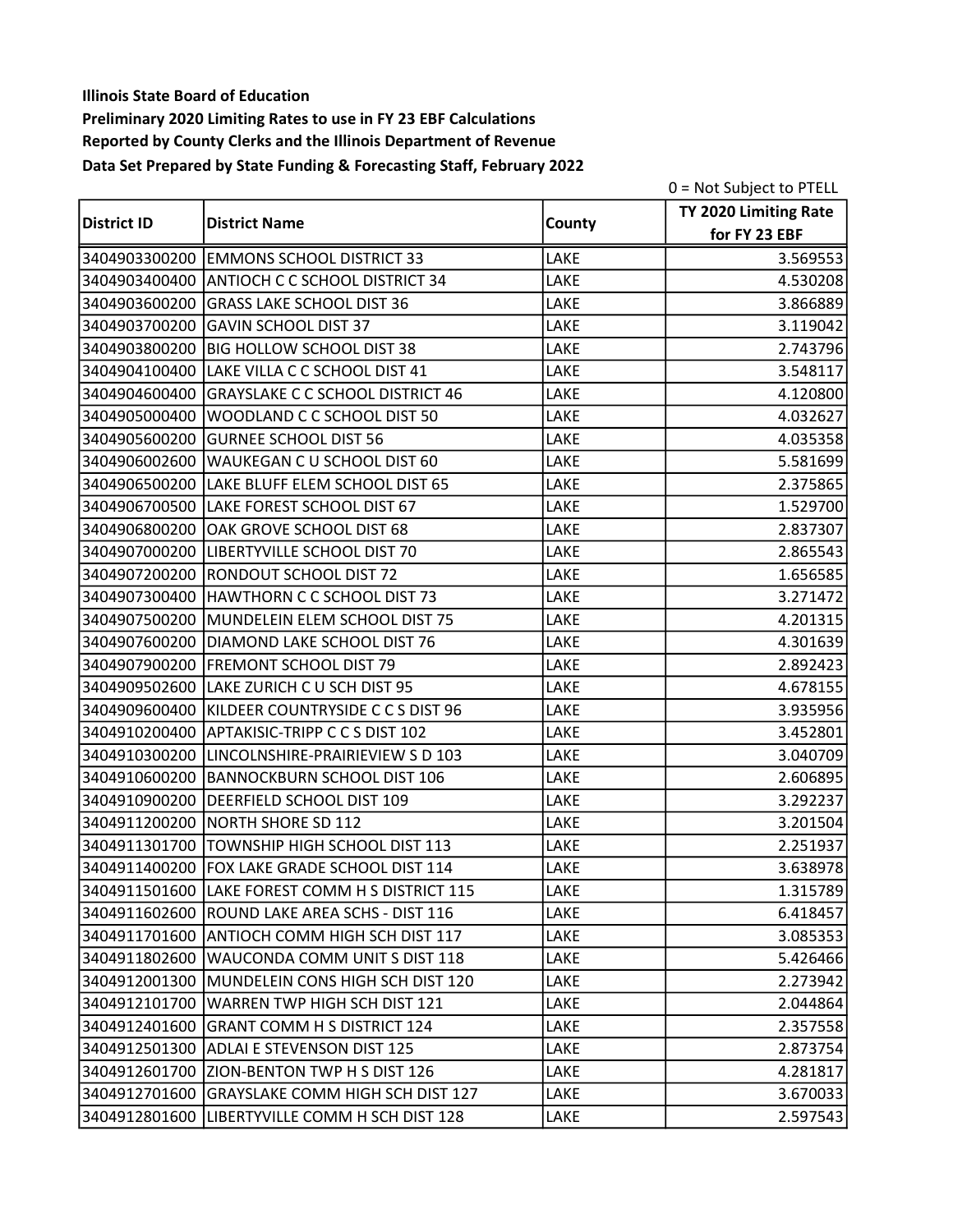**Illinois State Board of Education**

**Preliminary 2020 Limiting Rates to use in FY 23 EBF Calculations**

**Reported by County Clerks and the Illinois Department of Revenue**

**Data Set Prepared by State Funding & Forecasting Staff, February 2022**

0 = Not Subject to PTELL

| District ID | District Name | County | TY 2020 Limiting Rate for FY 23 EBF |
|---|---|---|---|
| 3404903300200 | EMMONS SCHOOL DISTRICT 33 | LAKE | 3.569553 |
| 3404903400400 | ANTIOCH C C SCHOOL DISTRICT 34 | LAKE | 4.530208 |
| 3404903600200 | GRASS LAKE SCHOOL DIST 36 | LAKE | 3.866889 |
| 3404903700200 | GAVIN SCHOOL DIST 37 | LAKE | 3.119042 |
| 3404903800200 | BIG HOLLOW SCHOOL DIST 38 | LAKE | 2.743796 |
| 3404904100400 | LAKE VILLA C C SCHOOL DIST 41 | LAKE | 3.548117 |
| 3404904600400 | GRAYSLAKE C C SCHOOL DISTRICT 46 | LAKE | 4.120800 |
| 3404905000400 | WOODLAND C C SCHOOL DIST 50 | LAKE | 4.032627 |
| 3404905600200 | GURNEE SCHOOL DIST 56 | LAKE | 4.035358 |
| 3404906002600 | WAUKEGAN C U SCHOOL DIST 60 | LAKE | 5.581699 |
| 3404906500200 | LAKE BLUFF ELEM SCHOOL DIST 65 | LAKE | 2.375865 |
| 3404906700500 | LAKE FOREST SCHOOL DIST 67 | LAKE | 1.529700 |
| 3404906800200 | OAK GROVE SCHOOL DIST 68 | LAKE | 2.837307 |
| 3404907000200 | LIBERTYVILLE SCHOOL DIST 70 | LAKE | 2.865543 |
| 3404907200200 | RONDOUT SCHOOL DIST 72 | LAKE | 1.656585 |
| 3404907300400 | HAWTHORN C C SCHOOL DIST 73 | LAKE | 3.271472 |
| 3404907500200 | MUNDELEIN ELEM SCHOOL DIST 75 | LAKE | 4.201315 |
| 3404907600200 | DIAMOND LAKE SCHOOL DIST 76 | LAKE | 4.301639 |
| 3404907900200 | FREMONT SCHOOL DIST 79 | LAKE | 2.892423 |
| 3404909502600 | LAKE ZURICH C U SCH DIST 95 | LAKE | 4.678155 |
| 3404909600400 | KILDEER COUNTRYSIDE C C S DIST 96 | LAKE | 3.935956 |
| 3404910200400 | APTAKISIC-TRIPP C C S DIST 102 | LAKE | 3.452801 |
| 3404910300200 | LINCOLNSHIRE-PRAIRIEVIEW S D 103 | LAKE | 3.040709 |
| 3404910600200 | BANNOCKBURN SCHOOL DIST 106 | LAKE | 2.606895 |
| 3404910900200 | DEERFIELD SCHOOL DIST 109 | LAKE | 3.292237 |
| 3404911200200 | NORTH SHORE SD 112 | LAKE | 3.201504 |
| 3404911301700 | TOWNSHIP HIGH SCHOOL DIST 113 | LAKE | 2.251937 |
| 3404911400200 | FOX LAKE GRADE SCHOOL DIST 114 | LAKE | 3.638978 |
| 3404911501600 | LAKE FOREST COMM H S DISTRICT 115 | LAKE | 1.315789 |
| 3404911602600 | ROUND LAKE AREA SCHS - DIST 116 | LAKE | 6.418457 |
| 3404911701600 | ANTIOCH COMM HIGH SCH DIST 117 | LAKE | 3.085353 |
| 3404911802600 | WAUCONDA COMM UNIT S DIST 118 | LAKE | 5.426466 |
| 3404912001300 | MUNDELEIN CONS HIGH SCH DIST 120 | LAKE | 2.273942 |
| 3404912101700 | WARREN TWP HIGH SCH DIST 121 | LAKE | 2.044864 |
| 3404912401600 | GRANT COMM H S DISTRICT 124 | LAKE | 2.357558 |
| 3404912501300 | ADLAI E STEVENSON DIST 125 | LAKE | 2.873754 |
| 3404912601700 | ZION-BENTON TWP H S DIST 126 | LAKE | 4.281817 |
| 3404912701600 | GRAYSLAKE COMM HIGH SCH DIST 127 | LAKE | 3.670033 |
| 3404912801600 | LIBERTYVILLE COMM H SCH DIST 128 | LAKE | 2.597543 |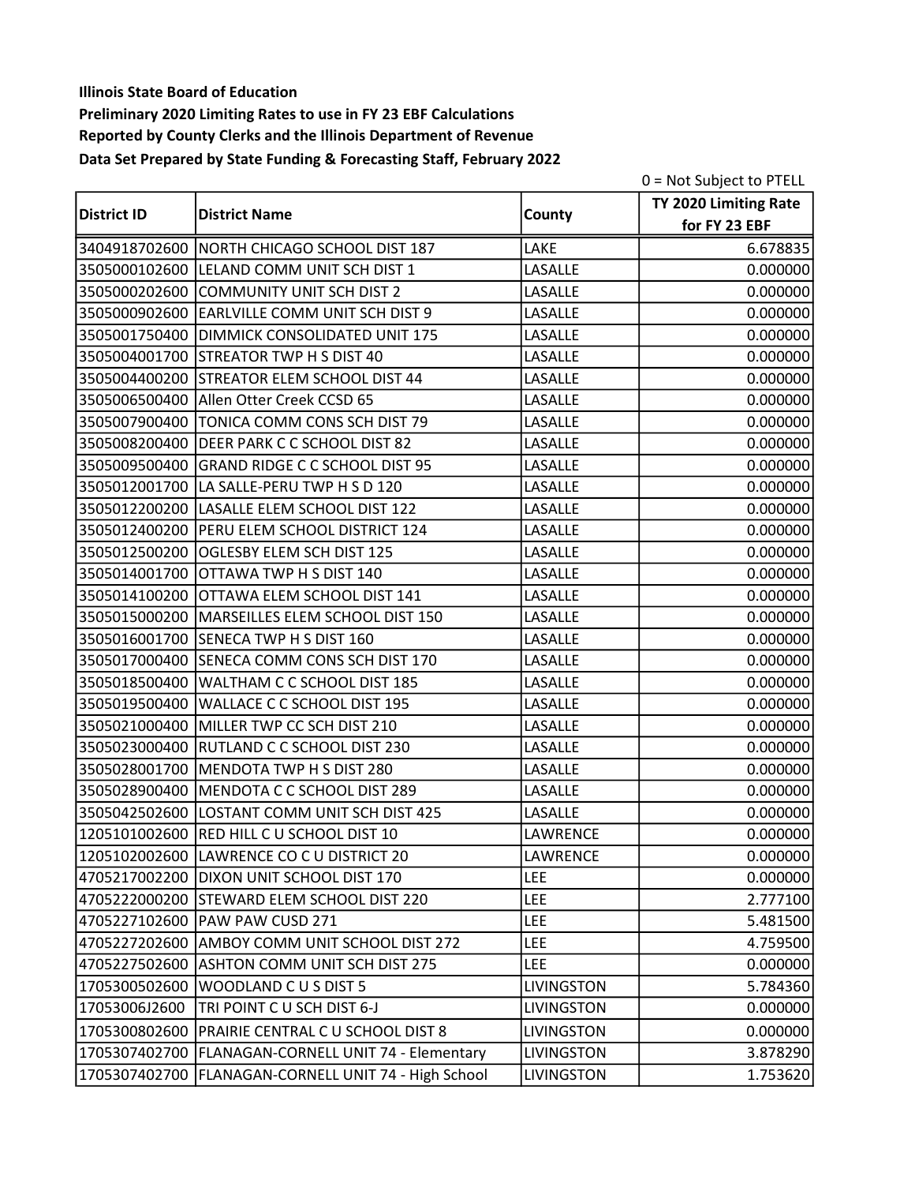**Illinois State Board of Education**

**Preliminary 2020 Limiting Rates to use in FY 23 EBF Calculations**

**Reported by County Clerks and the Illinois Department of Revenue**

**Data Set Prepared by State Funding & Forecasting Staff, February 2022**

0 = Not Subject to PTELL

| District ID | District Name | County | TY 2020 Limiting Rate for FY 23 EBF |
|---|---|---|---|
| 3404918702600 | NORTH CHICAGO SCHOOL DIST 187 | LAKE | 6.678835 |
| 3505000102600 | LELAND COMM UNIT SCH DIST 1 | LASALLE | 0.000000 |
| 3505000202600 | COMMUNITY UNIT SCH DIST 2 | LASALLE | 0.000000 |
| 3505000902600 | EARLVILLE COMM UNIT SCH DIST 9 | LASALLE | 0.000000 |
| 3505001750400 | DIMMICK CONSOLIDATED UNIT 175 | LASALLE | 0.000000 |
| 3505004001700 | STREATOR TWP H S DIST 40 | LASALLE | 0.000000 |
| 3505004400200 | STREATOR ELEM SCHOOL DIST 44 | LASALLE | 0.000000 |
| 3505006500400 | Allen Otter Creek CCSD 65 | LASALLE | 0.000000 |
| 3505007900400 | TONICA COMM CONS SCH DIST 79 | LASALLE | 0.000000 |
| 3505008200400 | DEER PARK C C SCHOOL DIST 82 | LASALLE | 0.000000 |
| 3505009500400 | GRAND RIDGE C C SCHOOL DIST 95 | LASALLE | 0.000000 |
| 3505012001700 | LA SALLE-PERU TWP H S D 120 | LASALLE | 0.000000 |
| 3505012200200 | LASALLE ELEM SCHOOL DIST 122 | LASALLE | 0.000000 |
| 3505012400200 | PERU ELEM SCHOOL DISTRICT 124 | LASALLE | 0.000000 |
| 3505012500200 | OGLESBY ELEM SCH DIST 125 | LASALLE | 0.000000 |
| 3505014001700 | OTTAWA TWP H S DIST 140 | LASALLE | 0.000000 |
| 3505014100200 | OTTAWA ELEM SCHOOL DIST 141 | LASALLE | 0.000000 |
| 3505015000200 | MARSEILLES ELEM SCHOOL DIST 150 | LASALLE | 0.000000 |
| 3505016001700 | SENECA TWP H S DIST 160 | LASALLE | 0.000000 |
| 3505017000400 | SENECA COMM CONS SCH DIST 170 | LASALLE | 0.000000 |
| 3505018500400 | WALTHAM C C SCHOOL DIST 185 | LASALLE | 0.000000 |
| 3505019500400 | WALLACE C C SCHOOL DIST 195 | LASALLE | 0.000000 |
| 3505021000400 | MILLER TWP CC SCH DIST 210 | LASALLE | 0.000000 |
| 3505023000400 | RUTLAND C C SCHOOL DIST 230 | LASALLE | 0.000000 |
| 3505028001700 | MENDOTA TWP H S DIST 280 | LASALLE | 0.000000 |
| 3505028900400 | MENDOTA C C SCHOOL DIST 289 | LASALLE | 0.000000 |
| 3505042502600 | LOSTANT COMM UNIT SCH DIST 425 | LASALLE | 0.000000 |
| 1205101002600 | RED HILL C U SCHOOL DIST 10 | LAWRENCE | 0.000000 |
| 1205102002600 | LAWRENCE CO C U DISTRICT 20 | LAWRENCE | 0.000000 |
| 4705217002200 | DIXON UNIT SCHOOL DIST 170 | LEE | 0.000000 |
| 4705222000200 | STEWARD ELEM SCHOOL DIST 220 | LEE | 2.777100 |
| 4705227102600 | PAW PAW CUSD 271 | LEE | 5.481500 |
| 4705227202600 | AMBOY COMM UNIT SCHOOL DIST 272 | LEE | 4.759500 |
| 4705227502600 | ASHTON COMM UNIT SCH DIST 275 | LEE | 0.000000 |
| 1705300502600 | WOODLAND C U S DIST 5 | LIVINGSTON | 5.784360 |
| 17053006J2600 | TRI POINT C U SCH DIST 6-J | LIVINGSTON | 0.000000 |
| 1705300802600 | PRAIRIE CENTRAL C U SCHOOL DIST 8 | LIVINGSTON | 0.000000 |
| 1705307402700 | FLANAGAN-CORNELL UNIT 74 - Elementary | LIVINGSTON | 3.878290 |
| 1705307402700 | FLANAGAN-CORNELL UNIT 74 - High School | LIVINGSTON | 1.753620 |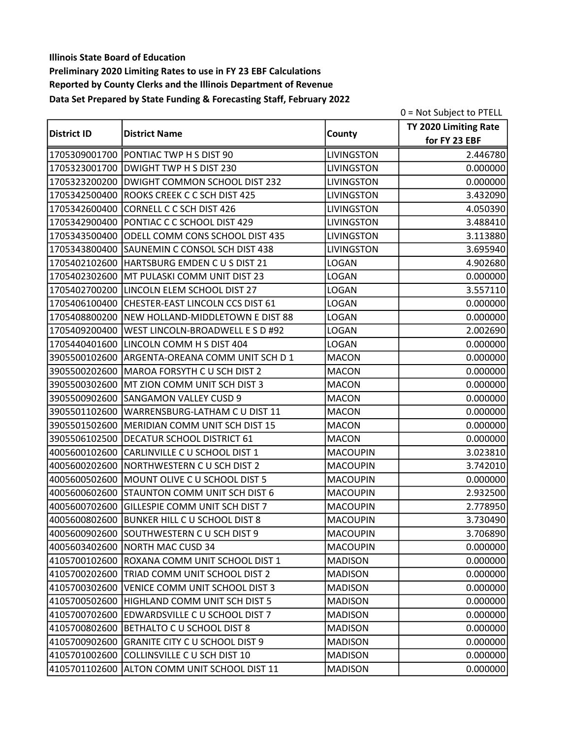**Illinois State Board of Education**

**Preliminary 2020 Limiting Rates to use in FY 23 EBF Calculations**

**Reported by County Clerks and the Illinois Department of Revenue**

**Data Set Prepared by State Funding & Forecasting Staff, February 2022**

0 = Not Subject to PTELL

| District ID | District Name | County | TY 2020 Limiting Rate for FY 23 EBF |
|---|---|---|---|
| 1705309001700 | PONTIAC TWP H S DIST 90 | LIVINGSTON | 2.446780 |
| 1705323001700 | DWIGHT TWP H S DIST 230 | LIVINGSTON | 0.000000 |
| 1705323200200 | DWIGHT COMMON SCHOOL DIST 232 | LIVINGSTON | 0.000000 |
| 1705342500400 | ROOKS CREEK C C SCH DIST 425 | LIVINGSTON | 3.432090 |
| 1705342600400 | CORNELL C C SCH DIST 426 | LIVINGSTON | 4.050390 |
| 1705342900400 | PONTIAC C C SCHOOL DIST 429 | LIVINGSTON | 3.488410 |
| 1705343500400 | ODELL COMM CONS SCHOOL DIST 435 | LIVINGSTON | 3.113880 |
| 1705343800400 | SAUNEMIN C CONSOL SCH DIST 438 | LIVINGSTON | 3.695940 |
| 1705402102600 | HARTSBURG EMDEN C U S DIST 21 | LOGAN | 4.902680 |
| 1705402302600 | MT PULASKI COMM UNIT DIST 23 | LOGAN | 0.000000 |
| 1705402700200 | LINCOLN ELEM SCHOOL DIST 27 | LOGAN | 3.557110 |
| 1705406100400 | CHESTER-EAST LINCOLN CCS DIST 61 | LOGAN | 0.000000 |
| 1705408800200 | NEW HOLLAND-MIDDLETOWN E DIST 88 | LOGAN | 0.000000 |
| 1705409200400 | WEST LINCOLN-BROADWELL E S D #92 | LOGAN | 2.002690 |
| 1705440401600 | LINCOLN COMM H S DIST 404 | LOGAN | 0.000000 |
| 3905500102600 | ARGENTA-OREANA COMM UNIT SCH D 1 | MACON | 0.000000 |
| 3905500202600 | MAROA FORSYTH C U SCH DIST 2 | MACON | 0.000000 |
| 3905500302600 | MT ZION COMM UNIT SCH DIST 3 | MACON | 0.000000 |
| 3905500902600 | SANGAMON VALLEY CUSD 9 | MACON | 0.000000 |
| 3905501102600 | WARRENSBURG-LATHAM C U DIST 11 | MACON | 0.000000 |
| 3905501502600 | MERIDIAN COMM UNIT SCH DIST 15 | MACON | 0.000000 |
| 3905506102500 | DECATUR SCHOOL DISTRICT 61 | MACON | 0.000000 |
| 4005600102600 | CARLINVILLE C U SCHOOL DIST 1 | MACOUPIN | 3.023810 |
| 4005600202600 | NORTHWESTERN C U SCH DIST 2 | MACOUPIN | 3.742010 |
| 4005600502600 | MOUNT OLIVE C U SCHOOL DIST 5 | MACOUPIN | 0.000000 |
| 4005600602600 | STAUNTON COMM UNIT SCH DIST 6 | MACOUPIN | 2.932500 |
| 4005600702600 | GILLESPIE COMM UNIT SCH DIST 7 | MACOUPIN | 2.778950 |
| 4005600802600 | BUNKER HILL C U SCHOOL DIST 8 | MACOUPIN | 3.730490 |
| 4005600902600 | SOUTHWESTERN C U SCH DIST 9 | MACOUPIN | 3.706890 |
| 4005603402600 | NORTH MAC CUSD 34 | MACOUPIN | 0.000000 |
| 4105700102600 | ROXANA COMM UNIT SCHOOL DIST 1 | MADISON | 0.000000 |
| 4105700202600 | TRIAD COMM UNIT SCHOOL DIST 2 | MADISON | 0.000000 |
| 4105700302600 | VENICE COMM UNIT SCHOOL DIST 3 | MADISON | 0.000000 |
| 4105700502600 | HIGHLAND COMM UNIT SCH DIST 5 | MADISON | 0.000000 |
| 4105700702600 | EDWARDSVILLE C U SCHOOL DIST 7 | MADISON | 0.000000 |
| 4105700802600 | BETHALTO C U SCHOOL DIST 8 | MADISON | 0.000000 |
| 4105700902600 | GRANITE CITY C U SCHOOL DIST 9 | MADISON | 0.000000 |
| 4105701002600 | COLLINSVILLE C U SCH DIST 10 | MADISON | 0.000000 |
| 4105701102600 | ALTON COMM UNIT SCHOOL DIST 11 | MADISON | 0.000000 |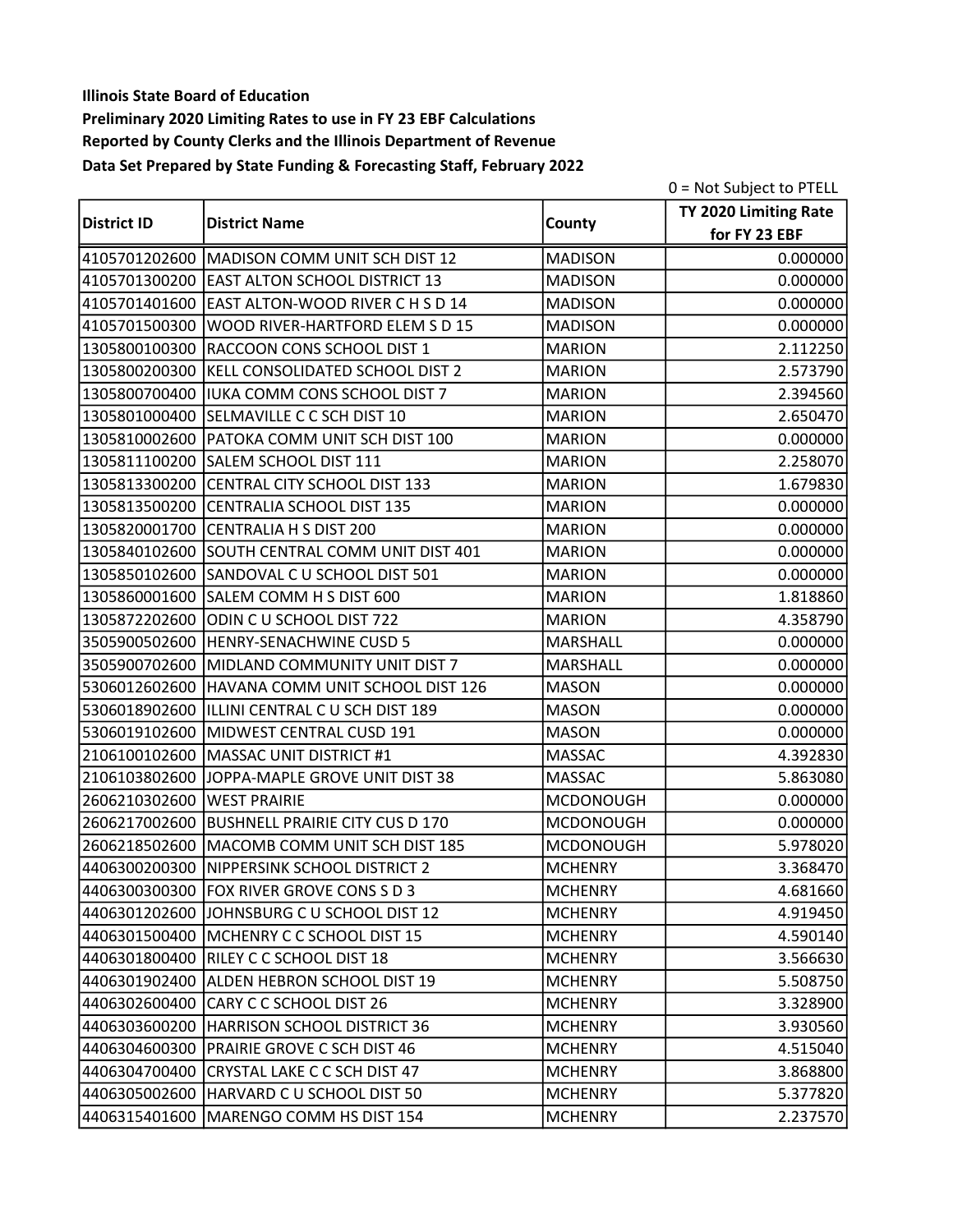**Illinois State Board of Education**
**Preliminary 2020 Limiting Rates to use in FY 23 EBF Calculations**
**Reported by County Clerks and the Illinois Department of Revenue**
**Data Set Prepared by State Funding & Forecasting Staff, February 2022**

0 = Not Subject to PTELL

| District ID | District Name | County | TY 2020 Limiting Rate for FY 23 EBF |
|---|---|---|---|
| 4105701202600 | MADISON COMM UNIT SCH DIST 12 | MADISON | 0.000000 |
| 4105701300200 | EAST ALTON SCHOOL DISTRICT 13 | MADISON | 0.000000 |
| 4105701401600 | EAST ALTON-WOOD RIVER C H S D 14 | MADISON | 0.000000 |
| 4105701500300 | WOOD RIVER-HARTFORD ELEM S D 15 | MADISON | 0.000000 |
| 1305800100300 | RACCOON CONS SCHOOL DIST 1 | MARION | 2.112250 |
| 1305800200300 | KELL CONSOLIDATED SCHOOL DIST 2 | MARION | 2.573790 |
| 1305800700400 | IUKA COMM CONS SCHOOL DIST 7 | MARION | 2.394560 |
| 1305801000400 | SELMAVILLE C C SCH DIST 10 | MARION | 2.650470 |
| 1305810002600 | PATOKA COMM UNIT SCH DIST 100 | MARION | 0.000000 |
| 1305811100200 | SALEM SCHOOL DIST 111 | MARION | 2.258070 |
| 1305813300200 | CENTRAL CITY SCHOOL DIST 133 | MARION | 1.679830 |
| 1305813500200 | CENTRALIA SCHOOL DIST 135 | MARION | 0.000000 |
| 1305820001700 | CENTRALIA H S DIST 200 | MARION | 0.000000 |
| 1305840102600 | SOUTH CENTRAL COMM UNIT DIST 401 | MARION | 0.000000 |
| 1305850102600 | SANDOVAL C U SCHOOL DIST 501 | MARION | 0.000000 |
| 1305860001600 | SALEM COMM H S DIST 600 | MARION | 1.818860 |
| 1305872202600 | ODIN C U SCHOOL DIST 722 | MARION | 4.358790 |
| 3505900502600 | HENRY-SENACHWINE CUSD 5 | MARSHALL | 0.000000 |
| 3505900702600 | MIDLAND COMMUNITY UNIT DIST 7 | MARSHALL | 0.000000 |
| 5306012602600 | HAVANA COMM UNIT SCHOOL DIST 126 | MASON | 0.000000 |
| 5306018902600 | ILLINI CENTRAL C U SCH DIST 189 | MASON | 0.000000 |
| 5306019102600 | MIDWEST CENTRAL CUSD 191 | MASON | 0.000000 |
| 2106100102600 | MASSAC UNIT DISTRICT #1 | MASSAC | 4.392830 |
| 2106103802600 | JOPPA-MAPLE GROVE UNIT DIST 38 | MASSAC | 5.863080 |
| 2606210302600 | WEST PRAIRIE | MCDONOUGH | 0.000000 |
| 2606217002600 | BUSHNELL PRAIRIE CITY CUS D 170 | MCDONOUGH | 0.000000 |
| 2606218502600 | MACOMB COMM UNIT SCH DIST 185 | MCDONOUGH | 5.978020 |
| 4406300200300 | NIPPERSINK SCHOOL DISTRICT 2 | MCHENRY | 3.368470 |
| 4406300300300 | FOX RIVER GROVE CONS S D 3 | MCHENRY | 4.681660 |
| 4406301202600 | JOHNSBURG C U SCHOOL DIST 12 | MCHENRY | 4.919450 |
| 4406301500400 | MCHENRY C C SCHOOL DIST 15 | MCHENRY | 4.590140 |
| 4406301800400 | RILEY C C SCHOOL DIST 18 | MCHENRY | 3.566630 |
| 4406301902400 | ALDEN HEBRON SCHOOL DIST 19 | MCHENRY | 5.508750 |
| 4406302600400 | CARY C C SCHOOL DIST 26 | MCHENRY | 3.328900 |
| 4406303600200 | HARRISON SCHOOL DISTRICT 36 | MCHENRY | 3.930560 |
| 4406304600300 | PRAIRIE GROVE C SCH DIST 46 | MCHENRY | 4.515040 |
| 4406304700400 | CRYSTAL LAKE C C SCH DIST 47 | MCHENRY | 3.868800 |
| 4406305002600 | HARVARD C U SCHOOL DIST 50 | MCHENRY | 5.377820 |
| 4406315401600 | MARENGO COMM HS DIST 154 | MCHENRY | 2.237570 |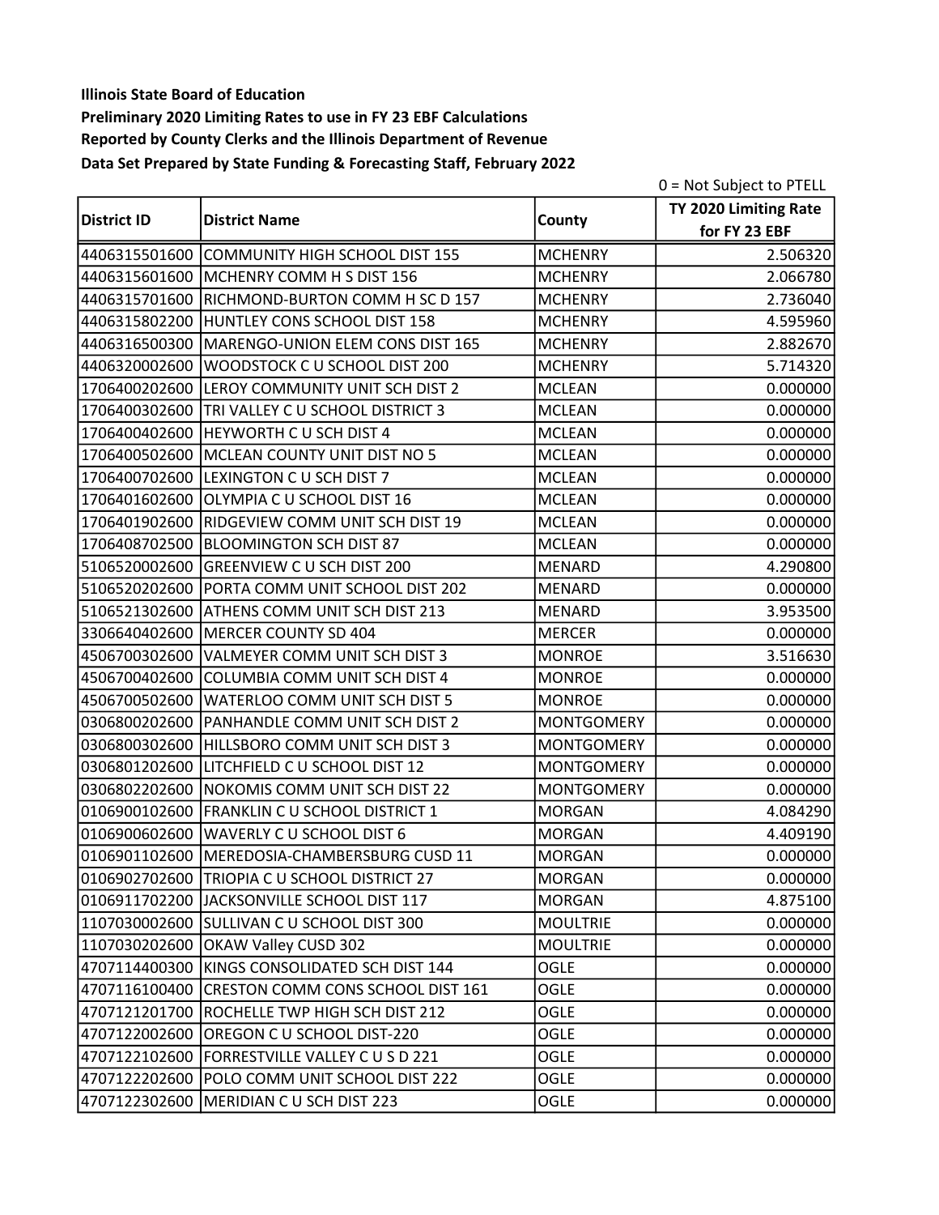**Illinois State Board of Education**
**Preliminary 2020 Limiting Rates to use in FY 23 EBF Calculations**
**Reported by County Clerks and the Illinois Department of Revenue**
**Data Set Prepared by State Funding & Forecasting Staff, February 2022**

0 = Not Subject to PTELL

| District ID | District Name | County | TY 2020 Limiting Rate for FY 23 EBF |
|---|---|---|---|
| 4406315501600 | COMMUNITY HIGH SCHOOL DIST 155 | MCHENRY | 2.506320 |
| 4406315601600 | MCHENRY COMM H S DIST 156 | MCHENRY | 2.066780 |
| 4406315701600 | RICHMOND-BURTON COMM H SC D 157 | MCHENRY | 2.736040 |
| 4406315802200 | HUNTLEY CONS SCHOOL DIST 158 | MCHENRY | 4.595960 |
| 4406316500300 | MARENGO-UNION ELEM CONS DIST 165 | MCHENRY | 2.882670 |
| 4406320002600 | WOODSTOCK C U SCHOOL DIST 200 | MCHENRY | 5.714320 |
| 1706400202600 | LEROY COMMUNITY UNIT SCH DIST 2 | MCLEAN | 0.000000 |
| 1706400302600 | TRI VALLEY C U SCHOOL DISTRICT 3 | MCLEAN | 0.000000 |
| 1706400402600 | HEYWORTH C U SCH DIST 4 | MCLEAN | 0.000000 |
| 1706400502600 | MCLEAN COUNTY UNIT DIST NO 5 | MCLEAN | 0.000000 |
| 1706400702600 | LEXINGTON C U SCH DIST 7 | MCLEAN | 0.000000 |
| 1706401602600 | OLYMPIA C U SCHOOL DIST 16 | MCLEAN | 0.000000 |
| 1706401902600 | RIDGEVIEW COMM UNIT SCH DIST 19 | MCLEAN | 0.000000 |
| 1706408702500 | BLOOMINGTON SCH DIST 87 | MCLEAN | 0.000000 |
| 5106520002600 | GREENVIEW C U SCH DIST 200 | MENARD | 4.290800 |
| 5106520202600 | PORTA COMM UNIT SCHOOL DIST 202 | MENARD | 0.000000 |
| 5106521302600 | ATHENS COMM UNIT SCH DIST 213 | MENARD | 3.953500 |
| 3306640402600 | MERCER COUNTY SD 404 | MERCER | 0.000000 |
| 4506700302600 | VALMEYER COMM UNIT SCH DIST 3 | MONROE | 3.516630 |
| 4506700402600 | COLUMBIA COMM UNIT SCH DIST 4 | MONROE | 0.000000 |
| 4506700502600 | WATERLOO COMM UNIT SCH DIST 5 | MONROE | 0.000000 |
| 0306800202600 | PANHANDLE COMM UNIT SCH DIST 2 | MONTGOMERY | 0.000000 |
| 0306800302600 | HILLSBORO COMM UNIT SCH DIST 3 | MONTGOMERY | 0.000000 |
| 0306801202600 | LITCHFIELD C U SCHOOL DIST 12 | MONTGOMERY | 0.000000 |
| 0306802202600 | NOKOMIS COMM UNIT SCH DIST 22 | MONTGOMERY | 0.000000 |
| 0106900102600 | FRANKLIN C U SCHOOL DISTRICT 1 | MORGAN | 4.084290 |
| 0106900602600 | WAVERLY C U SCHOOL DIST 6 | MORGAN | 4.409190 |
| 0106901102600 | MEREDOSIA-CHAMBERSBURG CUSD 11 | MORGAN | 0.000000 |
| 0106902702600 | TRIOPIA C U SCHOOL DISTRICT 27 | MORGAN | 0.000000 |
| 0106911702200 | JACKSONVILLE SCHOOL DIST 117 | MORGAN | 4.875100 |
| 1107030002600 | SULLIVAN C U SCHOOL DIST 300 | MOULTRIE | 0.000000 |
| 1107030202600 | OKAW Valley CUSD 302 | MOULTRIE | 0.000000 |
| 4707114400300 | KINGS CONSOLIDATED SCH DIST 144 | OGLE | 0.000000 |
| 4707116100400 | CRESTON COMM CONS SCHOOL DIST 161 | OGLE | 0.000000 |
| 4707121201700 | ROCHELLE TWP HIGH SCH DIST 212 | OGLE | 0.000000 |
| 4707122002600 | OREGON C U SCHOOL DIST-220 | OGLE | 0.000000 |
| 4707122102600 | FORRESTVILLE VALLEY C U S D 221 | OGLE | 0.000000 |
| 4707122202600 | POLO COMM UNIT SCHOOL DIST 222 | OGLE | 0.000000 |
| 4707122302600 | MERIDIAN C U SCH DIST 223 | OGLE | 0.000000 |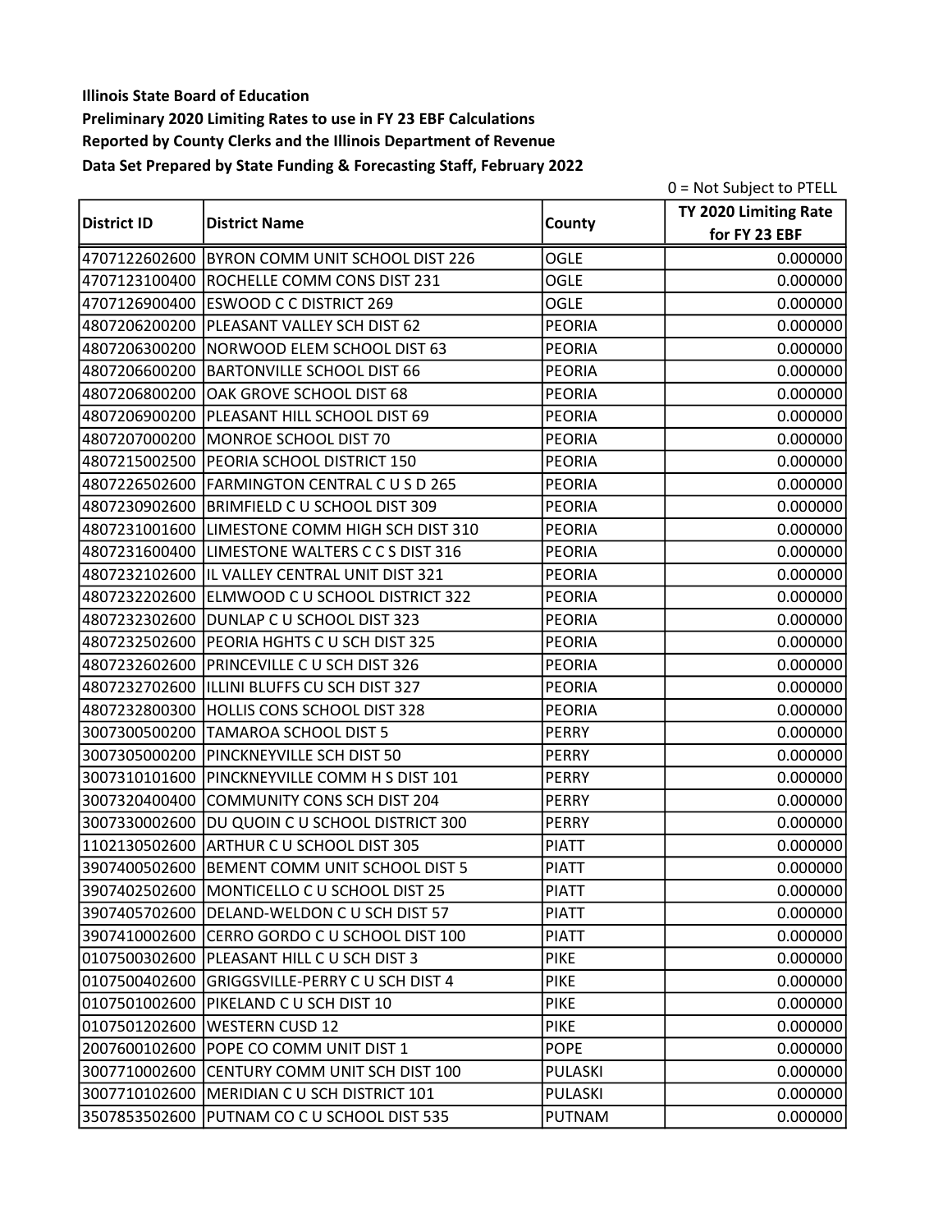**Illinois State Board of Education**

**Preliminary 2020 Limiting Rates to use in FY 23 EBF Calculations**

**Reported by County Clerks and the Illinois Department of Revenue**

**Data Set Prepared by State Funding & Forecasting Staff, February 2022**

0 = Not Subject to PTELL

| District ID | District Name | County | TY 2020 Limiting Rate for FY 23 EBF |
|---|---|---|---|
| 4707122602600 | BYRON COMM UNIT SCHOOL DIST 226 | OGLE | 0.000000 |
| 4707123100400 | ROCHELLE COMM CONS DIST 231 | OGLE | 0.000000 |
| 4707126900400 | ESWOOD C C DISTRICT 269 | OGLE | 0.000000 |
| 4807206200200 | PLEASANT VALLEY SCH DIST 62 | PEORIA | 0.000000 |
| 4807206300200 | NORWOOD ELEM SCHOOL DIST 63 | PEORIA | 0.000000 |
| 4807206600200 | BARTONVILLE SCHOOL DIST 66 | PEORIA | 0.000000 |
| 4807206800200 | OAK GROVE SCHOOL DIST 68 | PEORIA | 0.000000 |
| 4807206900200 | PLEASANT HILL SCHOOL DIST 69 | PEORIA | 0.000000 |
| 4807207000200 | MONROE SCHOOL DIST 70 | PEORIA | 0.000000 |
| 4807215002500 | PEORIA SCHOOL DISTRICT 150 | PEORIA | 0.000000 |
| 4807226502600 | FARMINGTON CENTRAL C U S D 265 | PEORIA | 0.000000 |
| 4807230902600 | BRIMFIELD C U SCHOOL DIST 309 | PEORIA | 0.000000 |
| 4807231001600 | LIMESTONE COMM HIGH SCH DIST 310 | PEORIA | 0.000000 |
| 4807231600400 | LIMESTONE WALTERS C C S DIST 316 | PEORIA | 0.000000 |
| 4807232102600 | IL VALLEY CENTRAL UNIT DIST 321 | PEORIA | 0.000000 |
| 4807232202600 | ELMWOOD C U SCHOOL DISTRICT 322 | PEORIA | 0.000000 |
| 4807232302600 | DUNLAP C U SCHOOL DIST 323 | PEORIA | 0.000000 |
| 4807232502600 | PEORIA HGHTS C U SCH DIST 325 | PEORIA | 0.000000 |
| 4807232602600 | PRINCEVILLE C U SCH DIST 326 | PEORIA | 0.000000 |
| 4807232702600 | ILLINI BLUFFS CU SCH DIST 327 | PEORIA | 0.000000 |
| 4807232800300 | HOLLIS CONS SCHOOL DIST 328 | PEORIA | 0.000000 |
| 3007300500200 | TAMAROA SCHOOL DIST 5 | PERRY | 0.000000 |
| 3007305000200 | PINCKNEYVILLE SCH DIST 50 | PERRY | 0.000000 |
| 3007310101600 | PINCKNEYVILLE COMM H S DIST 101 | PERRY | 0.000000 |
| 3007320400400 | COMMUNITY CONS SCH DIST 204 | PERRY | 0.000000 |
| 3007330002600 | DU QUOIN C U SCHOOL DISTRICT 300 | PERRY | 0.000000 |
| 1102130502600 | ARTHUR C U SCHOOL DIST 305 | PIATT | 0.000000 |
| 3907400502600 | BEMENT COMM UNIT SCHOOL DIST 5 | PIATT | 0.000000 |
| 3907402502600 | MONTICELLO C U SCHOOL DIST 25 | PIATT | 0.000000 |
| 3907405702600 | DELAND-WELDON C U SCH DIST 57 | PIATT | 0.000000 |
| 3907410002600 | CERRO GORDO C U SCHOOL DIST 100 | PIATT | 0.000000 |
| 0107500302600 | PLEASANT HILL C U SCH DIST 3 | PIKE | 0.000000 |
| 0107500402600 | GRIGGSVILLE-PERRY C U SCH DIST 4 | PIKE | 0.000000 |
| 0107501002600 | PIKELAND C U SCH DIST 10 | PIKE | 0.000000 |
| 0107501202600 | WESTERN CUSD 12 | PIKE | 0.000000 |
| 2007600102600 | POPE CO COMM UNIT DIST 1 | POPE | 0.000000 |
| 3007710002600 | CENTURY COMM UNIT SCH DIST 100 | PULASKI | 0.000000 |
| 3007710102600 | MERIDIAN C U SCH DISTRICT 101 | PULASKI | 0.000000 |
| 3507853502600 | PUTNAM CO C U SCHOOL DIST 535 | PUTNAM | 0.000000 |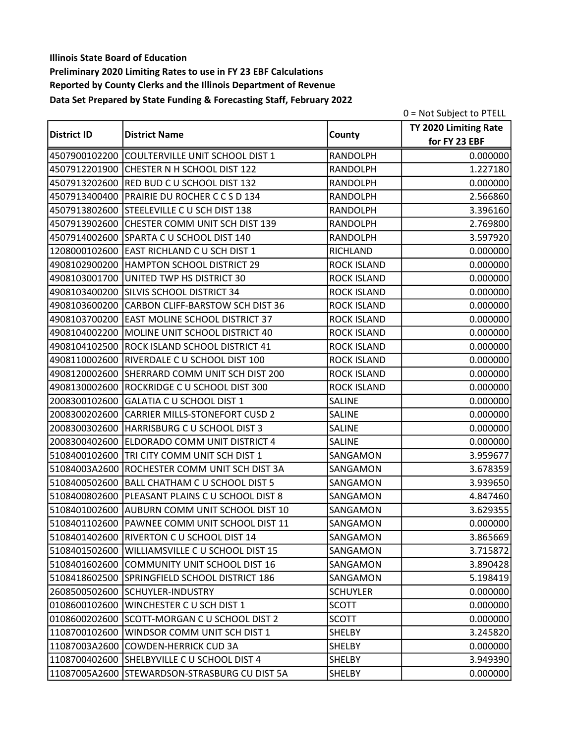**Illinois State Board of Education**

**Preliminary 2020 Limiting Rates to use in FY 23 EBF Calculations**

**Reported by County Clerks and the Illinois Department of Revenue**

**Data Set Prepared by State Funding & Forecasting Staff, February 2022**

0 = Not Subject to PTELL

| District ID | District Name | County | TY 2020 Limiting Rate for FY 23 EBF |
|---|---|---|---|
| 4507900102200 | COULTERVILLE UNIT SCHOOL DIST 1 | RANDOLPH | 0.000000 |
| 4507912201900 | CHESTER N H SCHOOL DIST 122 | RANDOLPH | 1.227180 |
| 4507913202600 | RED BUD C U SCHOOL DIST 132 | RANDOLPH | 0.000000 |
| 4507913400400 | PRAIRIE DU ROCHER C C S D 134 | RANDOLPH | 2.566860 |
| 4507913802600 | STEELEVILLE C U SCH DIST 138 | RANDOLPH | 3.396160 |
| 4507913902600 | CHESTER COMM UNIT SCH DIST 139 | RANDOLPH | 2.769800 |
| 4507914002600 | SPARTA C U SCHOOL DIST 140 | RANDOLPH | 3.597920 |
| 1208000102600 | EAST RICHLAND C U SCH DIST 1 | RICHLAND | 0.000000 |
| 4908102900200 | HAMPTON SCHOOL DISTRICT 29 | ROCK ISLAND | 0.000000 |
| 4908103001700 | UNITED TWP HS DISTRICT 30 | ROCK ISLAND | 0.000000 |
| 4908103400200 | SILVIS SCHOOL DISTRICT 34 | ROCK ISLAND | 0.000000 |
| 4908103600200 | CARBON CLIFF-BARSTOW SCH DIST 36 | ROCK ISLAND | 0.000000 |
| 4908103700200 | EAST MOLINE SCHOOL DISTRICT 37 | ROCK ISLAND | 0.000000 |
| 4908104002200 | MOLINE UNIT SCHOOL DISTRICT 40 | ROCK ISLAND | 0.000000 |
| 4908104102500 | ROCK ISLAND SCHOOL DISTRICT 41 | ROCK ISLAND | 0.000000 |
| 4908110002600 | RIVERDALE C U SCHOOL DIST 100 | ROCK ISLAND | 0.000000 |
| 4908120002600 | SHERRARD COMM UNIT SCH DIST 200 | ROCK ISLAND | 0.000000 |
| 4908130002600 | ROCKRIDGE C U SCHOOL DIST 300 | ROCK ISLAND | 0.000000 |
| 2008300102600 | GALATIA C U SCHOOL DIST 1 | SALINE | 0.000000 |
| 2008300202600 | CARRIER MILLS-STONEFORT CUSD 2 | SALINE | 0.000000 |
| 2008300302600 | HARRISBURG C U SCHOOL DIST 3 | SALINE | 0.000000 |
| 2008300402600 | ELDORADO COMM UNIT DISTRICT 4 | SALINE | 0.000000 |
| 5108400102600 | TRI CITY COMM UNIT SCH DIST 1 | SANGAMON | 3.959677 |
| 51084003A2600 | ROCHESTER COMM UNIT SCH DIST 3A | SANGAMON | 3.678359 |
| 5108400502600 | BALL CHATHAM C U SCHOOL DIST 5 | SANGAMON | 3.939650 |
| 5108400802600 | PLEASANT PLAINS C U SCHOOL DIST 8 | SANGAMON | 4.847460 |
| 5108401002600 | AUBURN COMM UNIT SCHOOL DIST 10 | SANGAMON | 3.629355 |
| 5108401102600 | PAWNEE COMM UNIT SCHOOL DIST 11 | SANGAMON | 0.000000 |
| 5108401402600 | RIVERTON C U SCHOOL DIST 14 | SANGAMON | 3.865669 |
| 5108401502600 | WILLIAMSVILLE C U SCHOOL DIST 15 | SANGAMON | 3.715872 |
| 5108401602600 | COMMUNITY UNIT SCHOOL DIST 16 | SANGAMON | 3.890428 |
| 5108418602500 | SPRINGFIELD SCHOOL DISTRICT 186 | SANGAMON | 5.198419 |
| 2608500502600 | SCHUYLER-INDUSTRY | SCHUYLER | 0.000000 |
| 0108600102600 | WINCHESTER C U SCH DIST 1 | SCOTT | 0.000000 |
| 0108600202600 | SCOTT-MORGAN C U SCHOOL DIST 2 | SCOTT | 0.000000 |
| 1108700102600 | WINDSOR COMM UNIT SCH DIST 1 | SHELBY | 3.245820 |
| 11087003A2600 | COWDEN-HERRICK CUD 3A | SHELBY | 0.000000 |
| 1108700402600 | SHELBYVILLE C U SCHOOL DIST 4 | SHELBY | 3.949390 |
| 11087005A2600 | STEWARDSON-STRASBURG CU DIST 5A | SHELBY | 0.000000 |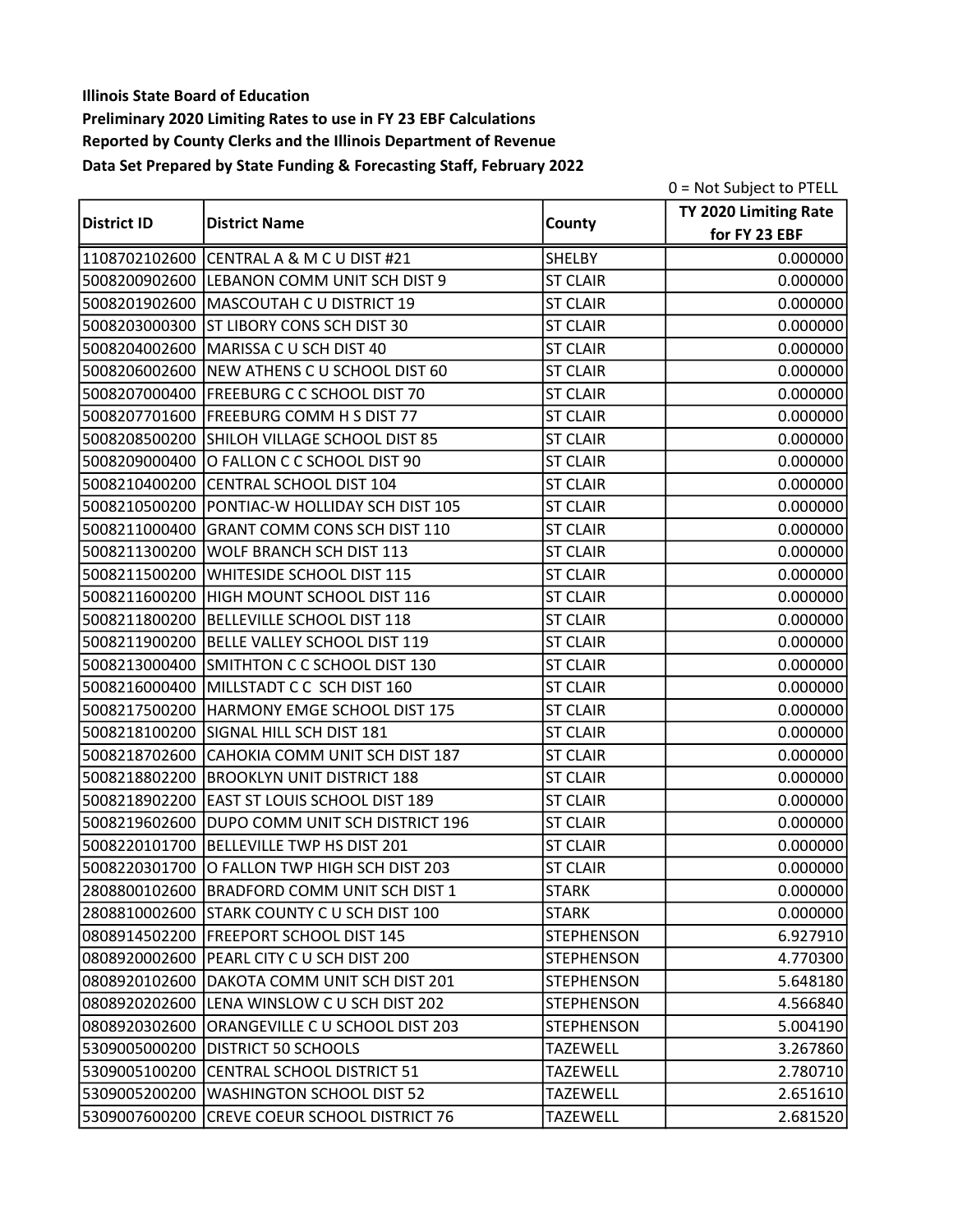**Illinois State Board of Education**

**Preliminary 2020 Limiting Rates to use in FY 23 EBF Calculations**

**Reported by County Clerks and the Illinois Department of Revenue**

**Data Set Prepared by State Funding & Forecasting Staff, February 2022**

0 = Not Subject to PTELL

| District ID | District Name | County | TY 2020 Limiting Rate for FY 23 EBF |
|---|---|---|---|
| 1108702102600 | CENTRAL A & M C U DIST #21 | SHELBY | 0.000000 |
| 5008200902600 | LEBANON COMM UNIT SCH DIST 9 | ST CLAIR | 0.000000 |
| 5008201902600 | MASCOUTAH C U DISTRICT 19 | ST CLAIR | 0.000000 |
| 5008203000300 | ST LIBORY CONS SCH DIST 30 | ST CLAIR | 0.000000 |
| 5008204002600 | MARISSA C U SCH DIST 40 | ST CLAIR | 0.000000 |
| 5008206002600 | NEW ATHENS C U SCHOOL DIST 60 | ST CLAIR | 0.000000 |
| 5008207000400 | FREEBURG C C SCHOOL DIST 70 | ST CLAIR | 0.000000 |
| 5008207701600 | FREEBURG COMM H S DIST 77 | ST CLAIR | 0.000000 |
| 5008208500200 | SHILOH VILLAGE SCHOOL DIST 85 | ST CLAIR | 0.000000 |
| 5008209000400 | O FALLON C C SCHOOL DIST 90 | ST CLAIR | 0.000000 |
| 5008210400200 | CENTRAL SCHOOL DIST 104 | ST CLAIR | 0.000000 |
| 5008210500200 | PONTIAC-W HOLLIDAY SCH DIST 105 | ST CLAIR | 0.000000 |
| 5008211000400 | GRANT COMM CONS SCH DIST 110 | ST CLAIR | 0.000000 |
| 5008211300200 | WOLF BRANCH SCH DIST 113 | ST CLAIR | 0.000000 |
| 5008211500200 | WHITESIDE SCHOOL DIST 115 | ST CLAIR | 0.000000 |
| 5008211600200 | HIGH MOUNT SCHOOL DIST 116 | ST CLAIR | 0.000000 |
| 5008211800200 | BELLEVILLE SCHOOL DIST 118 | ST CLAIR | 0.000000 |
| 5008211900200 | BELLE VALLEY SCHOOL DIST 119 | ST CLAIR | 0.000000 |
| 5008213000400 | SMITHTON C C SCHOOL DIST 130 | ST CLAIR | 0.000000 |
| 5008216000400 | MILLSTADT C C SCH DIST 160 | ST CLAIR | 0.000000 |
| 5008217500200 | HARMONY EMGE SCHOOL DIST 175 | ST CLAIR | 0.000000 |
| 5008218100200 | SIGNAL HILL SCH DIST 181 | ST CLAIR | 0.000000 |
| 5008218702600 | CAHOKIA COMM UNIT SCH DIST 187 | ST CLAIR | 0.000000 |
| 5008218802200 | BROOKLYN UNIT DISTRICT 188 | ST CLAIR | 0.000000 |
| 5008218902200 | EAST ST LOUIS SCHOOL DIST 189 | ST CLAIR | 0.000000 |
| 5008219602600 | DUPO COMM UNIT SCH DISTRICT 196 | ST CLAIR | 0.000000 |
| 5008220101700 | BELLEVILLE TWP HS DIST 201 | ST CLAIR | 0.000000 |
| 5008220301700 | O FALLON TWP HIGH SCH DIST 203 | ST CLAIR | 0.000000 |
| 2808800102600 | BRADFORD COMM UNIT SCH DIST 1 | STARK | 0.000000 |
| 2808810002600 | STARK COUNTY C U SCH DIST 100 | STARK | 0.000000 |
| 0808914502200 | FREEPORT SCHOOL DIST 145 | STEPHENSON | 6.927910 |
| 0808920002600 | PEARL CITY C U SCH DIST 200 | STEPHENSON | 4.770300 |
| 0808920102600 | DAKOTA COMM UNIT SCH DIST 201 | STEPHENSON | 5.648180 |
| 0808920202600 | LENA WINSLOW C U SCH DIST 202 | STEPHENSON | 4.566840 |
| 0808920302600 | ORANGEVILLE C U SCHOOL DIST 203 | STEPHENSON | 5.004190 |
| 5309005000200 | DISTRICT 50 SCHOOLS | TAZEWELL | 3.267860 |
| 5309005100200 | CENTRAL SCHOOL DISTRICT 51 | TAZEWELL | 2.780710 |
| 5309005200200 | WASHINGTON SCHOOL DIST 52 | TAZEWELL | 2.651610 |
| 5309007600200 | CREVE COEUR SCHOOL DISTRICT 76 | TAZEWELL | 2.681520 |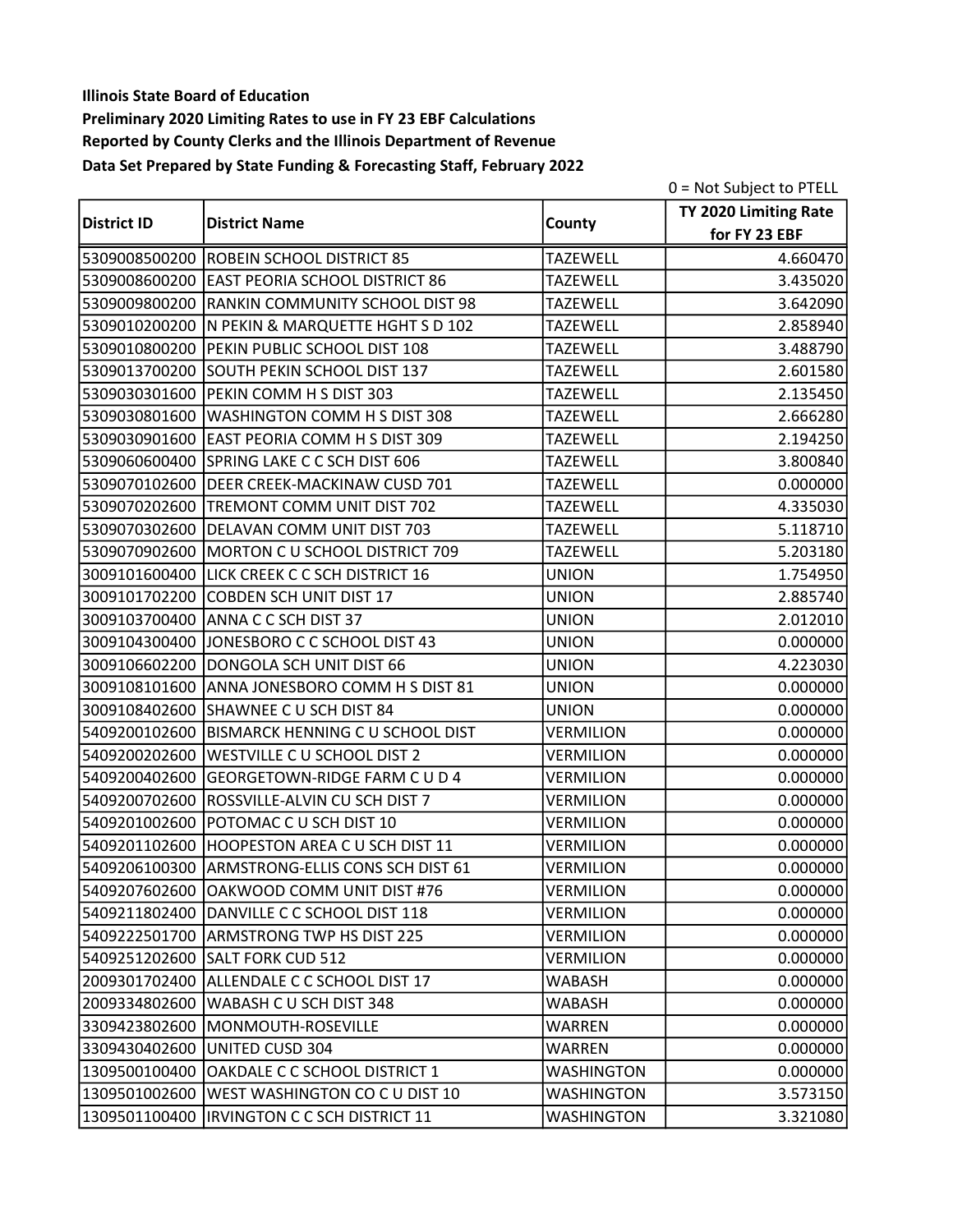**Illinois State Board of Education**

**Preliminary 2020 Limiting Rates to use in FY 23 EBF Calculations**

**Reported by County Clerks and the Illinois Department of Revenue**

**Data Set Prepared by State Funding & Forecasting Staff, February 2022**

0 = Not Subject to PTELL

| District ID | District Name | County | TY 2020 Limiting Rate for FY 23 EBF |
|---|---|---|---|
| 5309008500200 | ROBEIN SCHOOL DISTRICT 85 | TAZEWELL | 4.660470 |
| 5309008600200 | EAST PEORIA SCHOOL DISTRICT 86 | TAZEWELL | 3.435020 |
| 5309009800200 | RANKIN COMMUNITY SCHOOL DIST 98 | TAZEWELL | 3.642090 |
| 5309010200200 | N PEKIN & MARQUETTE HGHT S D 102 | TAZEWELL | 2.858940 |
| 5309010800200 | PEKIN PUBLIC SCHOOL DIST 108 | TAZEWELL | 3.488790 |
| 5309013700200 | SOUTH PEKIN SCHOOL DIST 137 | TAZEWELL | 2.601580 |
| 5309030301600 | PEKIN COMM H S DIST 303 | TAZEWELL | 2.135450 |
| 5309030801600 | WASHINGTON COMM H S DIST 308 | TAZEWELL | 2.666280 |
| 5309030901600 | EAST PEORIA COMM H S DIST 309 | TAZEWELL | 2.194250 |
| 5309060600400 | SPRING LAKE C C SCH DIST 606 | TAZEWELL | 3.800840 |
| 5309070102600 | DEER CREEK-MACKINAW CUSD 701 | TAZEWELL | 0.000000 |
| 5309070202600 | TREMONT COMM UNIT DIST 702 | TAZEWELL | 4.335030 |
| 5309070302600 | DELAVAN COMM UNIT DIST 703 | TAZEWELL | 5.118710 |
| 5309070902600 | MORTON C U SCHOOL DISTRICT 709 | TAZEWELL | 5.203180 |
| 3009101600400 | LICK CREEK C C SCH DISTRICT 16 | UNION | 1.754950 |
| 3009101702200 | COBDEN SCH UNIT DIST 17 | UNION | 2.885740 |
| 3009103700400 | ANNA C C SCH DIST 37 | UNION | 2.012010 |
| 3009104300400 | JONESBORO C C SCHOOL DIST 43 | UNION | 0.000000 |
| 3009106602200 | DONGOLA SCH UNIT DIST 66 | UNION | 4.223030 |
| 3009108101600 | ANNA JONESBORO COMM H S DIST 81 | UNION | 0.000000 |
| 3009108402600 | SHAWNEE C U SCH DIST 84 | UNION | 0.000000 |
| 5409200102600 | BISMARCK HENNING C U SCHOOL DIST | VERMILION | 0.000000 |
| 5409200202600 | WESTVILLE C U SCHOOL DIST 2 | VERMILION | 0.000000 |
| 5409200402600 | GEORGETOWN-RIDGE FARM C U D 4 | VERMILION | 0.000000 |
| 5409200702600 | ROSSVILLE-ALVIN CU SCH DIST 7 | VERMILION | 0.000000 |
| 5409201002600 | POTOMAC C U SCH DIST 10 | VERMILION | 0.000000 |
| 5409201102600 | HOOPESTON AREA C U SCH DIST 11 | VERMILION | 0.000000 |
| 5409206100300 | ARMSTRONG-ELLIS CONS SCH DIST 61 | VERMILION | 0.000000 |
| 5409207602600 | OAKWOOD COMM UNIT DIST #76 | VERMILION | 0.000000 |
| 5409211802400 | DANVILLE C C SCHOOL DIST 118 | VERMILION | 0.000000 |
| 5409222501700 | ARMSTRONG TWP HS DIST 225 | VERMILION | 0.000000 |
| 5409251202600 | SALT FORK CUD 512 | VERMILION | 0.000000 |
| 2009301702400 | ALLENDALE C C SCHOOL DIST 17 | WABASH | 0.000000 |
| 2009334802600 | WABASH C U SCH DIST 348 | WABASH | 0.000000 |
| 3309423802600 | MONMOUTH-ROSEVILLE | WARREN | 0.000000 |
| 3309430402600 | UNITED CUSD 304 | WARREN | 0.000000 |
| 1309500100400 | OAKDALE C C SCHOOL DISTRICT 1 | WASHINGTON | 0.000000 |
| 1309501002600 | WEST WASHINGTON CO C U DIST 10 | WASHINGTON | 3.573150 |
| 1309501100400 | IRVINGTON C C SCH DISTRICT 11 | WASHINGTON | 3.321080 |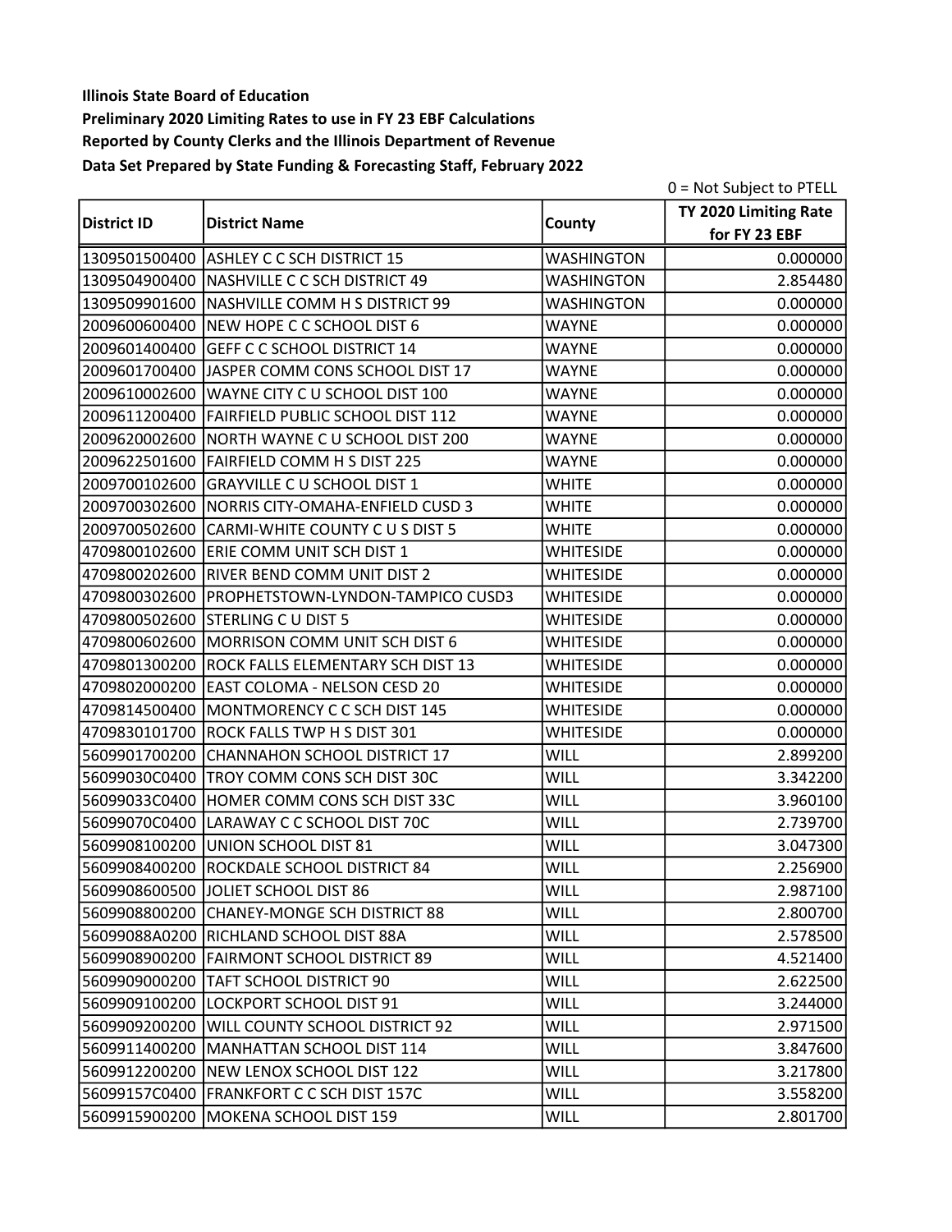**Illinois State Board of Education**

**Preliminary 2020 Limiting Rates to use in FY 23 EBF Calculations**

**Reported by County Clerks and the Illinois Department of Revenue**

**Data Set Prepared by State Funding & Forecasting Staff, February 2022**

0 = Not Subject to PTELL

| District ID | District Name | County | TY 2020 Limiting Rate for FY 23 EBF |
|---|---|---|---|
| 1309501500400 | ASHLEY C C SCH DISTRICT 15 | WASHINGTON | 0.000000 |
| 1309504900400 | NASHVILLE C C SCH DISTRICT 49 | WASHINGTON | 2.854480 |
| 1309509901600 | NASHVILLE COMM H S DISTRICT 99 | WASHINGTON | 0.000000 |
| 2009600600400 | NEW HOPE C C SCHOOL DIST 6 | WAYNE | 0.000000 |
| 2009601400400 | GEFF C C SCHOOL DISTRICT 14 | WAYNE | 0.000000 |
| 2009601700400 | JASPER COMM CONS SCHOOL DIST 17 | WAYNE | 0.000000 |
| 2009610002600 | WAYNE CITY C U SCHOOL DIST 100 | WAYNE | 0.000000 |
| 2009611200400 | FAIRFIELD PUBLIC SCHOOL DIST 112 | WAYNE | 0.000000 |
| 2009620002600 | NORTH WAYNE C U SCHOOL DIST 200 | WAYNE | 0.000000 |
| 2009622501600 | FAIRFIELD COMM H S DIST 225 | WAYNE | 0.000000 |
| 2009700102600 | GRAYVILLE C U SCHOOL DIST 1 | WHITE | 0.000000 |
| 2009700302600 | NORRIS CITY-OMAHA-ENFIELD CUSD 3 | WHITE | 0.000000 |
| 2009700502600 | CARMI-WHITE COUNTY C U S DIST 5 | WHITE | 0.000000 |
| 4709800102600 | ERIE COMM UNIT SCH DIST 1 | WHITESIDE | 0.000000 |
| 4709800202600 | RIVER BEND COMM UNIT DIST 2 | WHITESIDE | 0.000000 |
| 4709800302600 | PROPHETSTOWN-LYNDON-TAMPICO CUSD3 | WHITESIDE | 0.000000 |
| 4709800502600 | STERLING C U DIST 5 | WHITESIDE | 0.000000 |
| 4709800602600 | MORRISON COMM UNIT SCH DIST 6 | WHITESIDE | 0.000000 |
| 4709801300200 | ROCK FALLS ELEMENTARY SCH DIST 13 | WHITESIDE | 0.000000 |
| 4709802000200 | EAST COLOMA - NELSON CESD 20 | WHITESIDE | 0.000000 |
| 4709814500400 | MONTMORENCY C C SCH DIST 145 | WHITESIDE | 0.000000 |
| 4709830101700 | ROCK FALLS TWP H S DIST 301 | WHITESIDE | 0.000000 |
| 5609901700200 | CHANNAHON SCHOOL DISTRICT 17 | WILL | 2.899200 |
| 56099030C0400 | TROY COMM CONS SCH DIST 30C | WILL | 3.342200 |
| 56099033C0400 | HOMER COMM CONS SCH DIST 33C | WILL | 3.960100 |
| 56099070C0400 | LARAWAY C C SCHOOL DIST 70C | WILL | 2.739700 |
| 5609908100200 | UNION SCHOOL DIST 81 | WILL | 3.047300 |
| 5609908400200 | ROCKDALE SCHOOL DISTRICT 84 | WILL | 2.256900 |
| 5609908600500 | JOLIET SCHOOL DIST 86 | WILL | 2.987100 |
| 5609908800200 | CHANEY-MONGE SCH DISTRICT 88 | WILL | 2.800700 |
| 56099088A0200 | RICHLAND SCHOOL DIST 88A | WILL | 2.578500 |
| 5609908900200 | FAIRMONT SCHOOL DISTRICT 89 | WILL | 4.521400 |
| 5609909000200 | TAFT SCHOOL DISTRICT 90 | WILL | 2.622500 |
| 5609909100200 | LOCKPORT SCHOOL DIST 91 | WILL | 3.244000 |
| 5609909200200 | WILL COUNTY SCHOOL DISTRICT 92 | WILL | 2.971500 |
| 5609911400200 | MANHATTAN SCHOOL DIST 114 | WILL | 3.847600 |
| 5609912200200 | NEW LENOX SCHOOL DIST 122 | WILL | 3.217800 |
| 56099157C0400 | FRANKFORT C C SCH DIST 157C | WILL | 3.558200 |
| 5609915900200 | MOKENA SCHOOL DIST 159 | WILL | 2.801700 |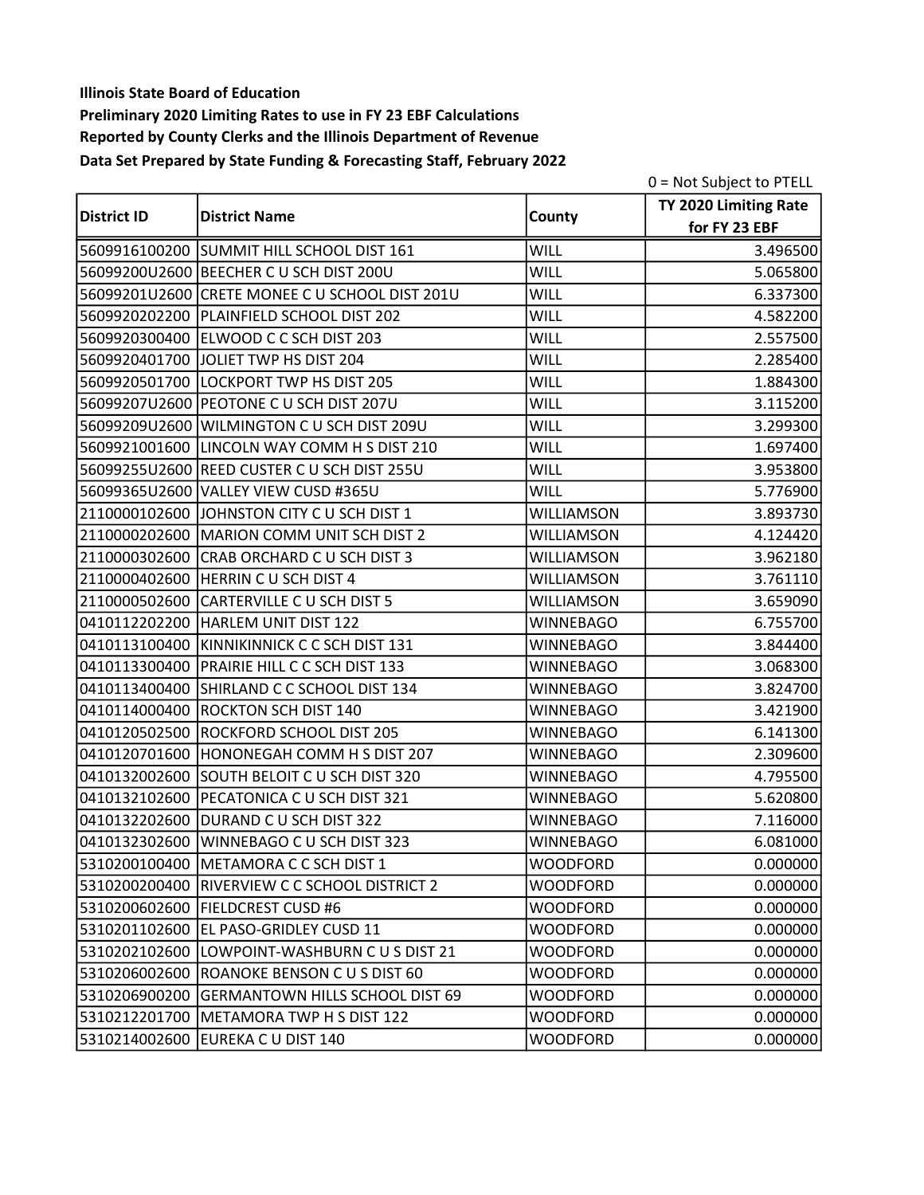**Illinois State Board of Education**

**Preliminary 2020 Limiting Rates to use in FY 23 EBF Calculations**

**Reported by County Clerks and the Illinois Department of Revenue**

**Data Set Prepared by State Funding & Forecasting Staff, February 2022**

0 = Not Subject to PTELL

| District ID | District Name | County | TY 2020 Limiting Rate for FY 23 EBF |
|---|---|---|---|
| 5609916100200 | SUMMIT HILL SCHOOL DIST 161 | WILL | 3.496500 |
| 56099200U2600 | BEECHER C U SCH DIST 200U | WILL | 5.065800 |
| 56099201U2600 | CRETE MONEE C U SCHOOL DIST 201U | WILL | 6.337300 |
| 5609920202200 | PLAINFIELD SCHOOL DIST 202 | WILL | 4.582200 |
| 5609920300400 | ELWOOD C C SCH DIST 203 | WILL | 2.557500 |
| 5609920401700 | JOLIET TWP HS DIST 204 | WILL | 2.285400 |
| 5609920501700 | LOCKPORT TWP HS DIST 205 | WILL | 1.884300 |
| 56099207U2600 | PEOTONE C U SCH DIST 207U | WILL | 3.115200 |
| 56099209U2600 | WILMINGTON C U SCH DIST 209U | WILL | 3.299300 |
| 5609921001600 | LINCOLN WAY COMM H S DIST 210 | WILL | 1.697400 |
| 56099255U2600 | REED CUSTER C U SCH DIST 255U | WILL | 3.953800 |
| 56099365U2600 | VALLEY VIEW CUSD #365U | WILL | 5.776900 |
| 2110000102600 | JOHNSTON CITY C U SCH DIST 1 | WILLIAMSON | 3.893730 |
| 2110000202600 | MARION COMM UNIT SCH DIST 2 | WILLIAMSON | 4.124420 |
| 2110000302600 | CRAB ORCHARD C U SCH DIST 3 | WILLIAMSON | 3.962180 |
| 2110000402600 | HERRIN C U SCH DIST 4 | WILLIAMSON | 3.761110 |
| 2110000502600 | CARTERVILLE C U SCH DIST 5 | WILLIAMSON | 3.659090 |
| 0410112202200 | HARLEM UNIT DIST 122 | WINNEBAGO | 6.755700 |
| 0410113100400 | KINNIKINNICK C C SCH DIST 131 | WINNEBAGO | 3.844400 |
| 0410113300400 | PRAIRIE HILL C C SCH DIST 133 | WINNEBAGO | 3.068300 |
| 0410113400400 | SHIRLAND C C SCHOOL DIST 134 | WINNEBAGO | 3.824700 |
| 0410114000400 | ROCKTON SCH DIST 140 | WINNEBAGO | 3.421900 |
| 0410120502500 | ROCKFORD SCHOOL DIST 205 | WINNEBAGO | 6.141300 |
| 0410120701600 | HONONEGAH COMM H S DIST 207 | WINNEBAGO | 2.309600 |
| 0410132002600 | SOUTH BELOIT C U SCH DIST 320 | WINNEBAGO | 4.795500 |
| 0410132102600 | PECATONICA C U SCH DIST 321 | WINNEBAGO | 5.620800 |
| 0410132202600 | DURAND C U SCH DIST 322 | WINNEBAGO | 7.116000 |
| 0410132302600 | WINNEBAGO C U SCH DIST 323 | WINNEBAGO | 6.081000 |
| 5310200100400 | METAMORA C C SCH DIST 1 | WOODFORD | 0.000000 |
| 5310200200400 | RIVERVIEW C C SCHOOL DISTRICT 2 | WOODFORD | 0.000000 |
| 5310200602600 | FIELDCREST CUSD #6 | WOODFORD | 0.000000 |
| 5310201102600 | EL PASO-GRIDLEY CUSD 11 | WOODFORD | 0.000000 |
| 5310202102600 | LOWPOINT-WASHBURN C U S DIST 21 | WOODFORD | 0.000000 |
| 5310206002600 | ROANOKE BENSON C U S DIST 60 | WOODFORD | 0.000000 |
| 5310206900200 | GERMANTOWN HILLS SCHOOL DIST 69 | WOODFORD | 0.000000 |
| 5310212201700 | METAMORA TWP H S DIST 122 | WOODFORD | 0.000000 |
| 5310214002600 | EUREKA C U DIST 140 | WOODFORD | 0.000000 |